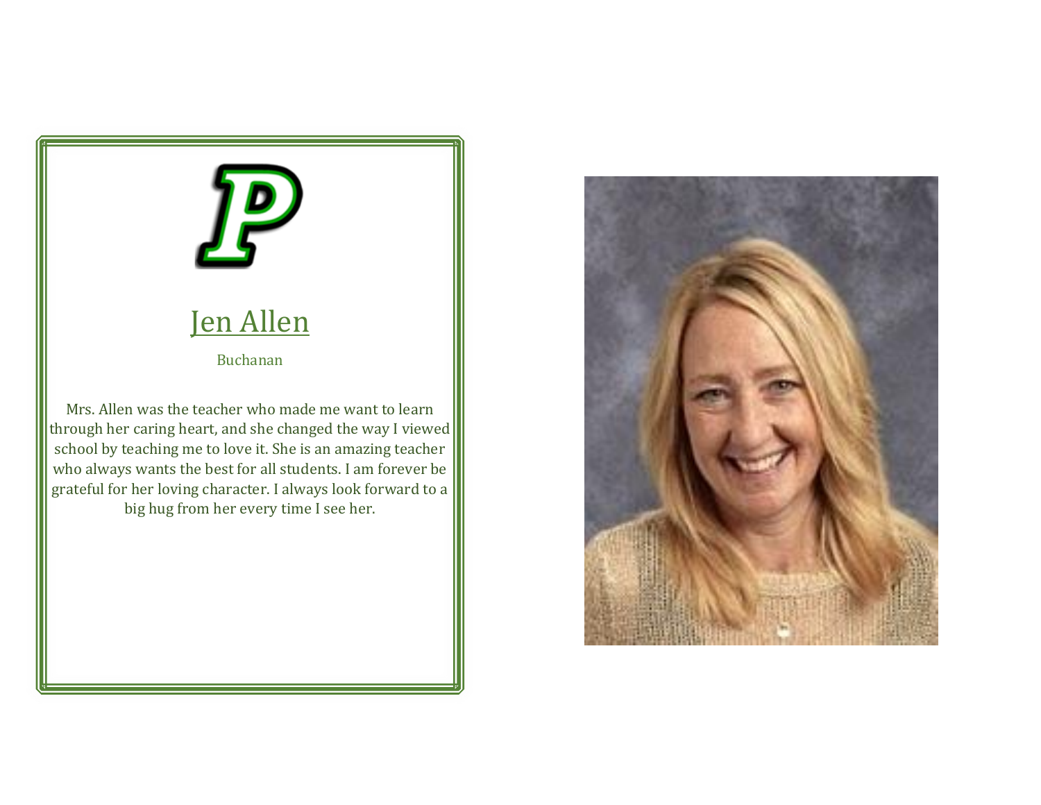# Jen Allen

Buchanan

Mrs. Allen was the teacher who made me want to learn through her caring heart, and she changed the way I viewed school by teaching me to love it. She is an amazing teacher who always wants the best for all students. I am forever be grateful for her loving character. I always look forward to a big hug from her every time I see her.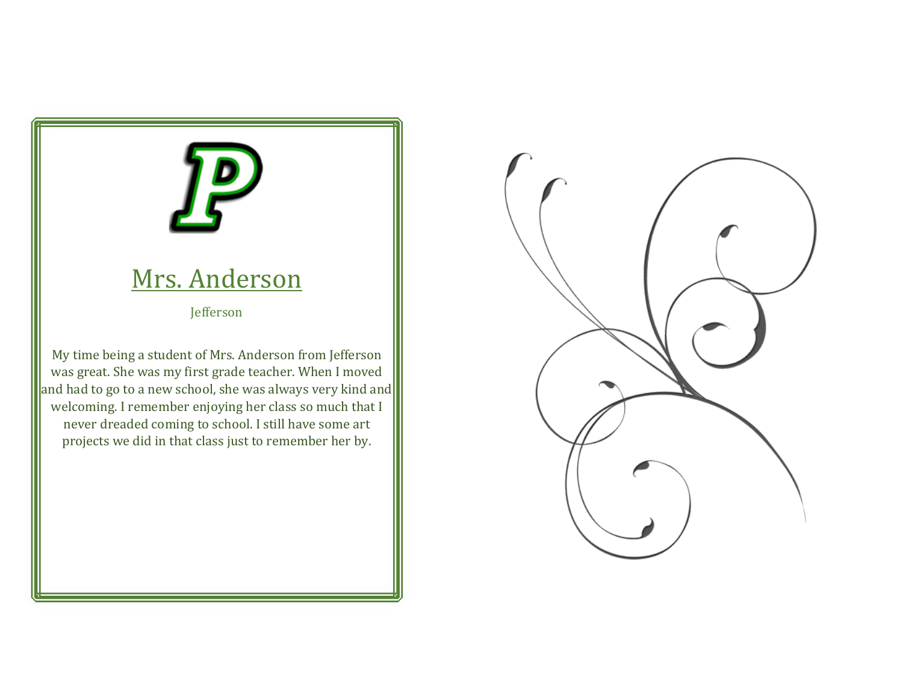P

## Mrs. Anderson

Jefferson

My time being a student of Mrs. Anderson from Jefferson was great. She was my first grade teacher. When I moved and had to go to a new school, she was always very kind and welcoming. I remember enjoying her class so much that I never dreaded coming to school. I still have some art projects we did in that class just to remember her by.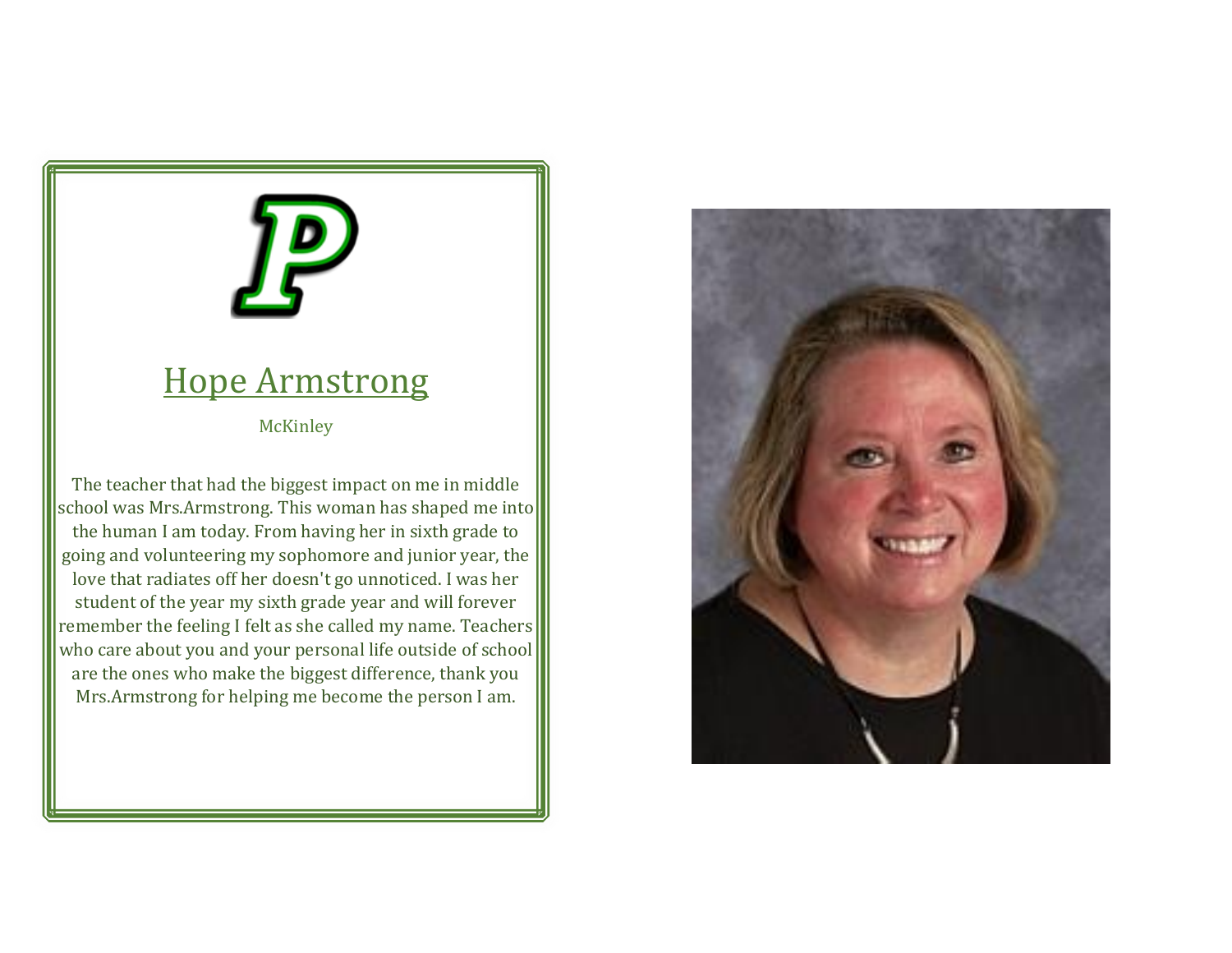## Hope Armstrong

McKinley

The teacher that had the biggest impact on me in middle school was Mrs.Armstrong. This woman has shaped me into the human I am today. From having her in sixth grade to going and volunteering my sophomore and junior year, the love that radiates off her doesn't go unnoticed. I was her student of the year my sixth grade year and will forever remember the feeling I felt as she called my name. Teachers who care about you and your personal life outside of school are the ones who make the biggest difference, thank you Mrs.Armstrong for helping me become the person I am.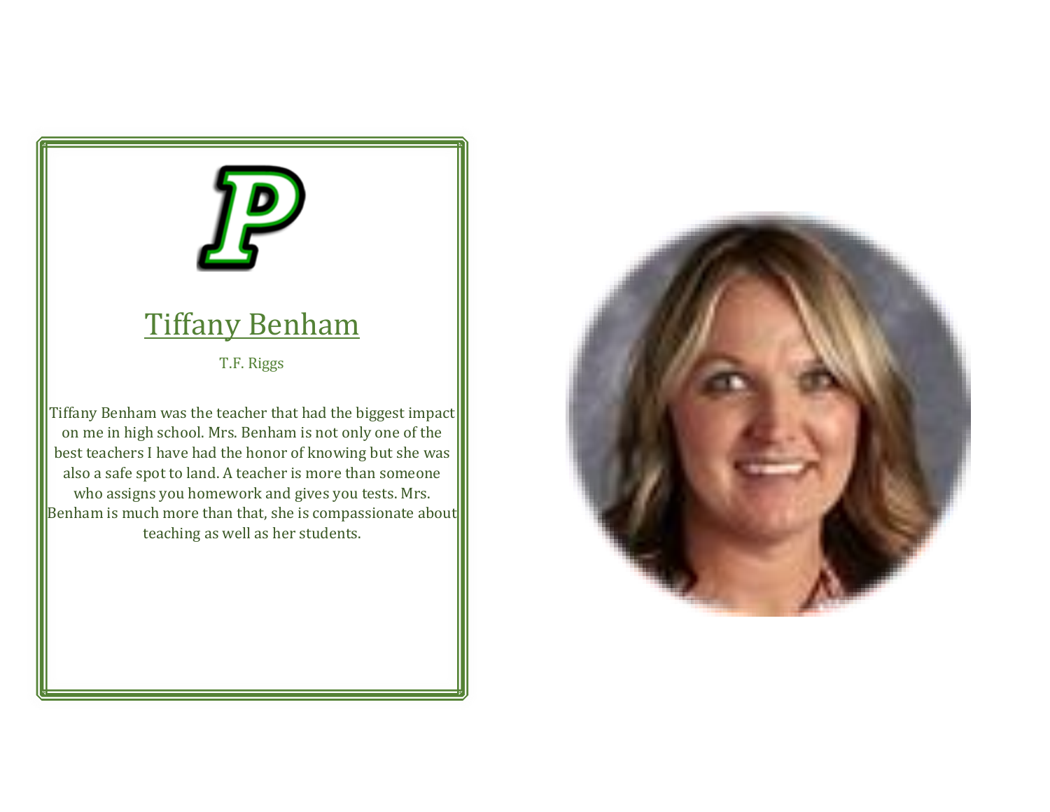## Tiffany Benham

T.F. Riggs

Tiffany Benham was the teacher that had the biggest impact on me in high school. Mrs. Benham is not only one of the best teachers I have had the honor of knowing but she was also a safe spot to land. A teacher is more than someone who assigns you homework and gives you tests. Mrs. Benham is much more than that, she is compassionate about teaching as well as her students.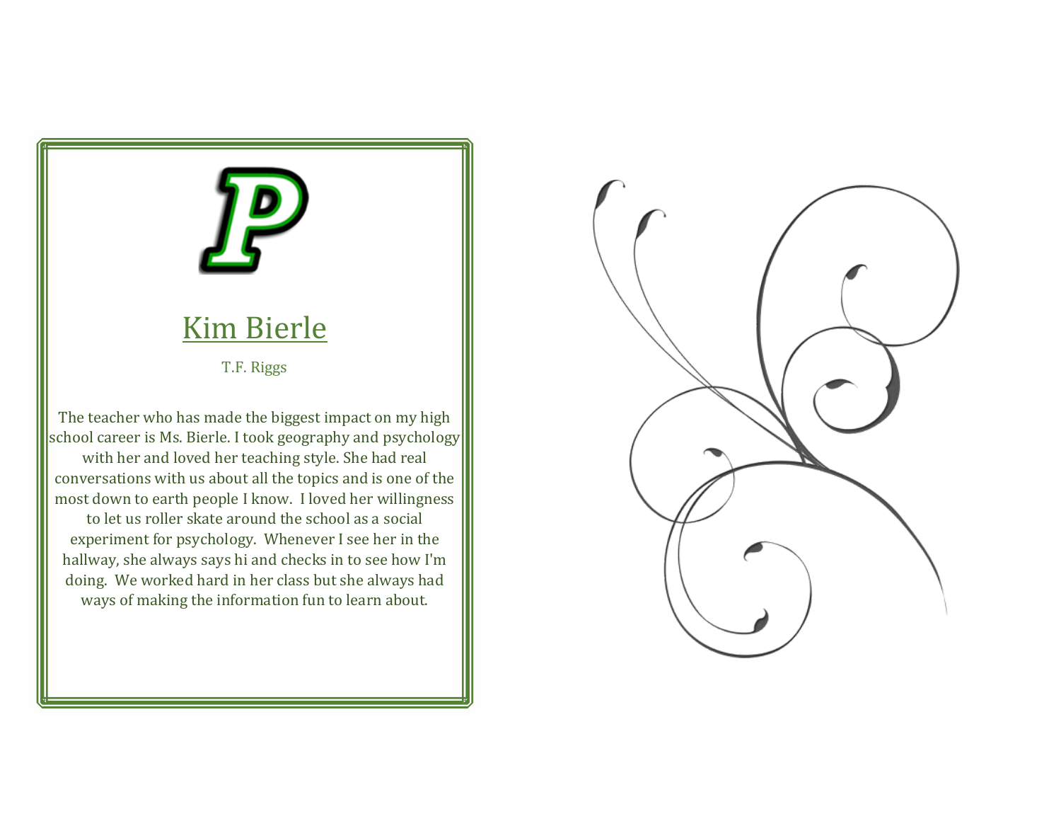## Kim Bierle

T.F. Riggs

The teacher who has made the biggest impact on my high school career is Ms. Bierle. I took geography and psychology with her and loved her teaching style. She had real conversations with us about all the topics and is one of the most down to earth people I know. I loved her willingness to let us roller skate around the school as a social experiment for psychology. Whenever I see her in the hallway, she always says hi and checks in to see how I'm doing. We worked hard in her class but she always had ways of making the information fun to learn about.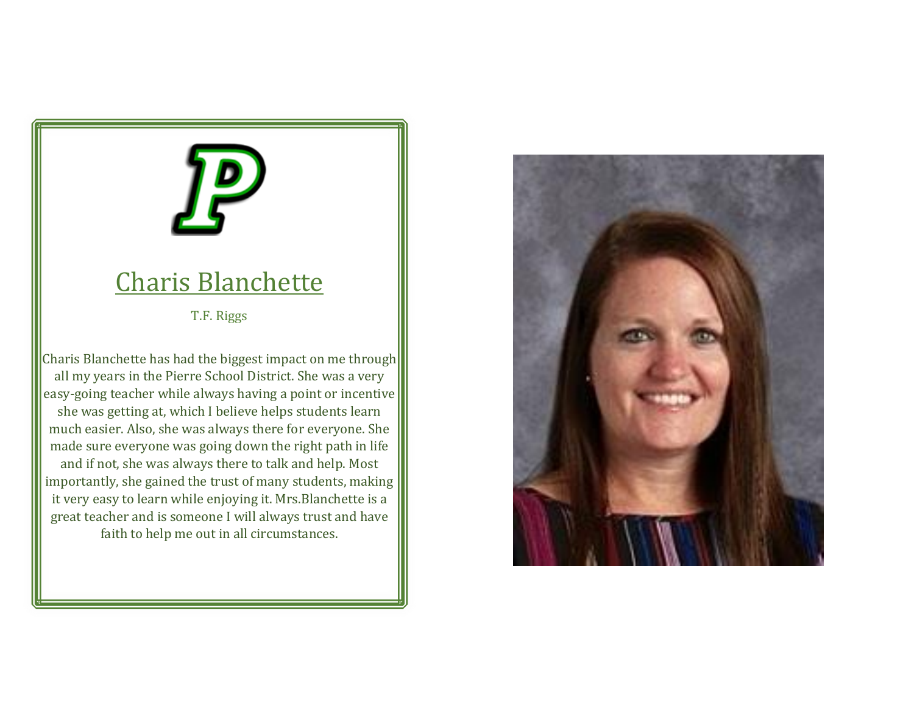## Charis Blanchette

T.F. Riggs

Charis Blanchette has had the biggest impact on me through all my years in the Pierre School District. She was a very easy-going teacher while always having a point or incentive she was getting at, which I believe helps students learn much easier. Also, she was always there for everyone. She made sure everyone was going down the right path in life and if not, she was always there to talk and help. Most importantly, she gained the trust of many students, making it very easy to learn while enjoying it. Mrs.Blanchette is a great teacher and is someone I will always trust and have faith to help me out in all circumstances.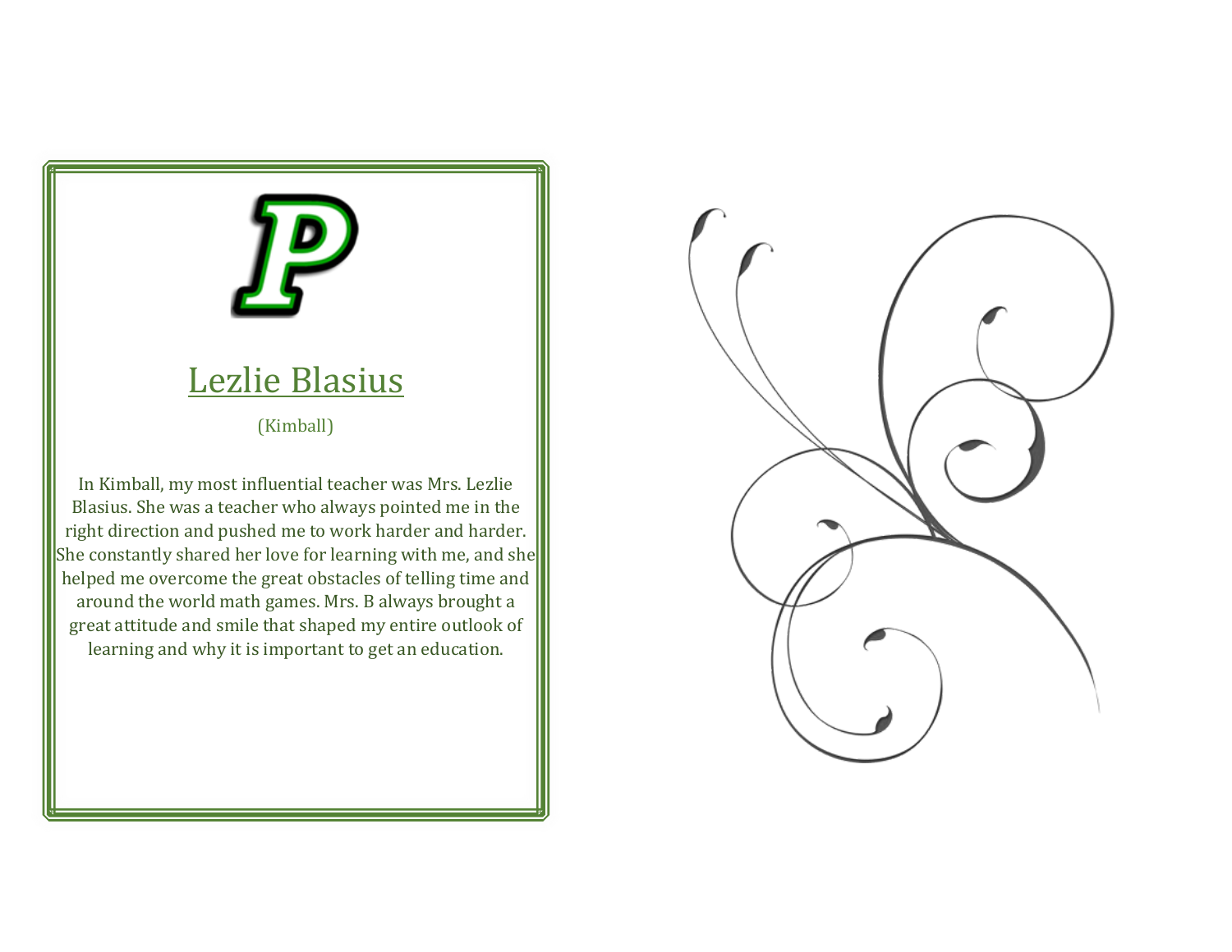## Lezlie Blasius

(Kimball)

In Kimball, my most influential teacher was Mrs. Lezlie Blasius. She was a teacher who always pointed me in the right direction and pushed me to work harder and harder. She constantly shared her love for learning with me, and she helped me overcome the great obstacles of telling time and around the world math games. Mrs. B always brought a great attitude and smile that shaped my entire outlook of learning and why it is important to get an education.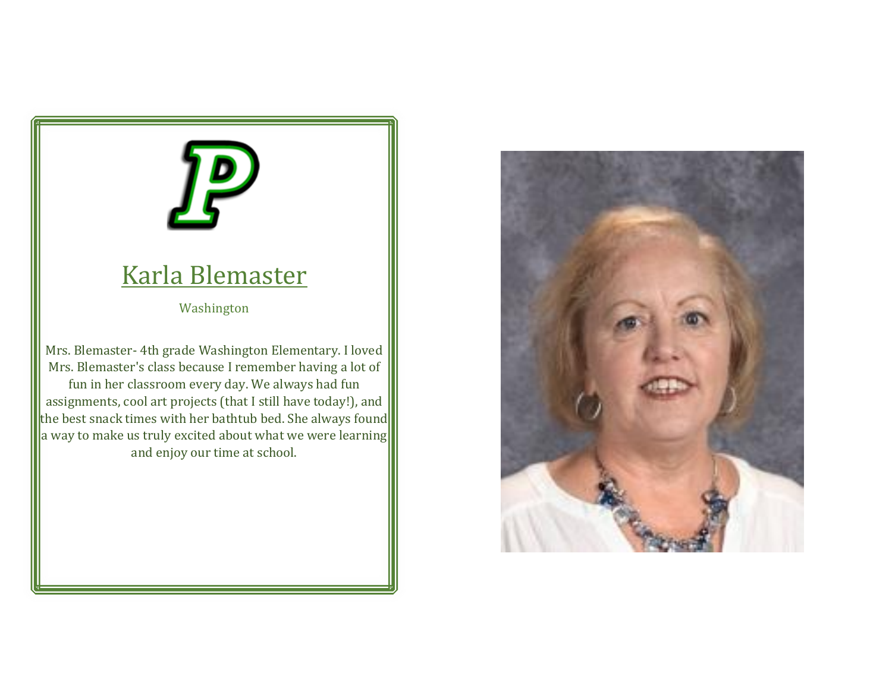## Karla Blemaster

Washington

Mrs. Blemaster- 4th grade Washington Elementary. I loved Mrs. Blemaster's class because I remember having a lot of fun in her classroom every day. We always had fun assignments, cool art projects (that I still have today!), and the best snack times with her bathtub bed. She always found a way to make us truly excited about what we were learning and enjoy our time at school.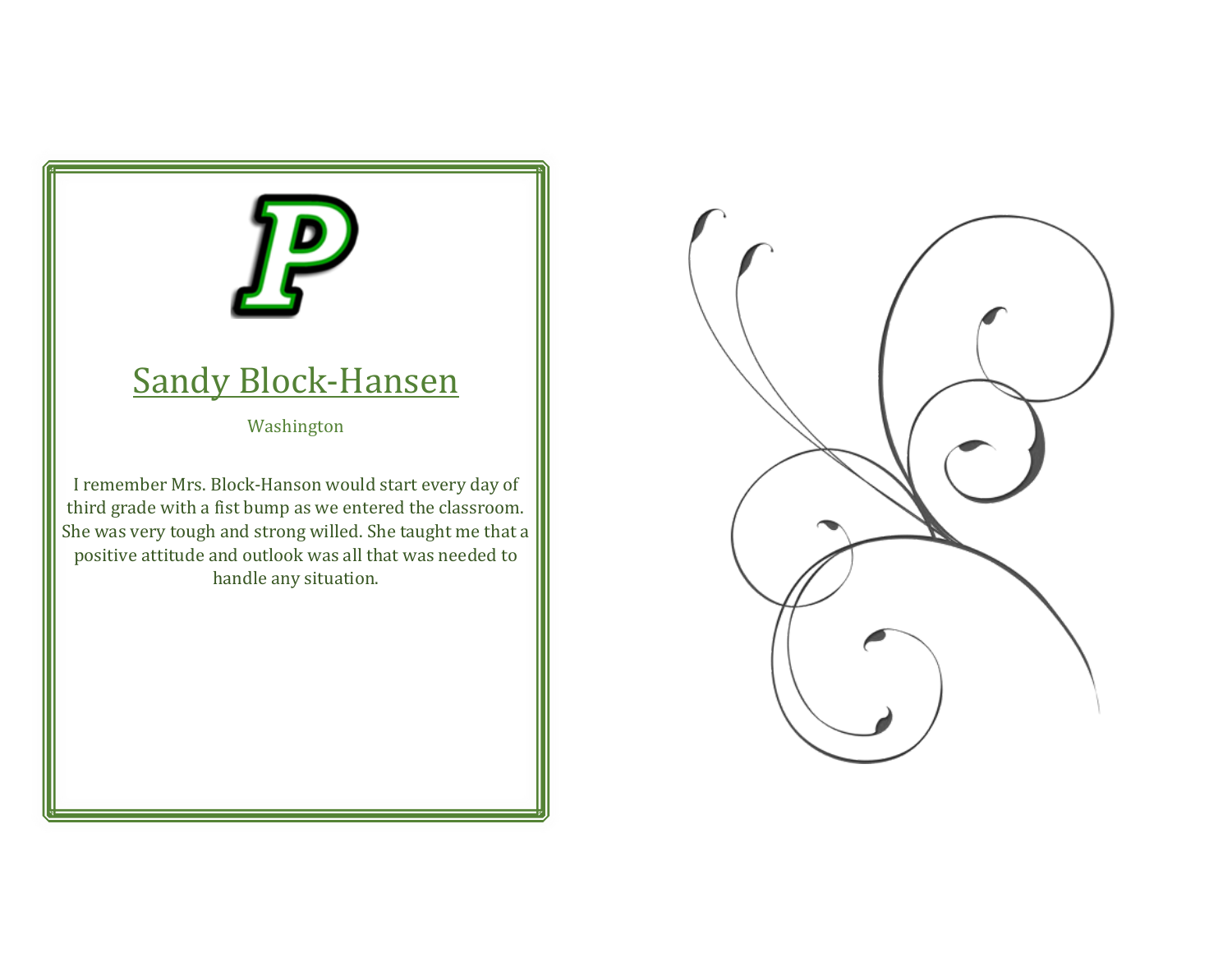# Sandy Block-Hansen

Washington

I remember Mrs. Block-Hanson would start every day of third grade with a fist bump as we entered the classroom. She was very tough and strong willed. She taught me that a positive attitude and outlook was all that was needed to handle any situation.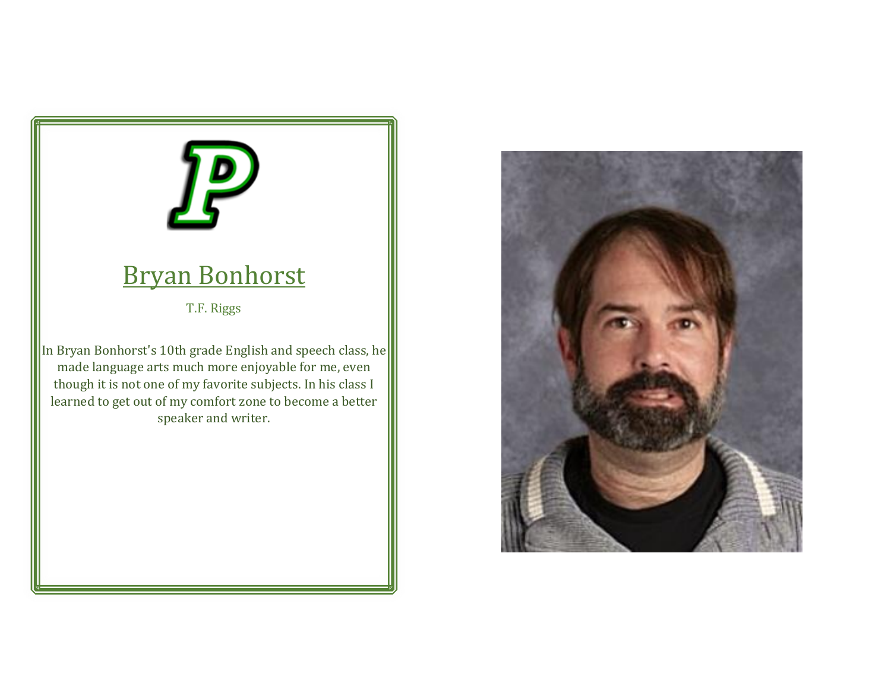## Bryan Bonhorst

T.F. Riggs

In Bryan Bonhorst's 10th grade English and speech class, he made language arts much more enjoyable for me, even though it is not one of my favorite subjects. In his class I learned to get out of my comfort zone to become a better speaker and writer.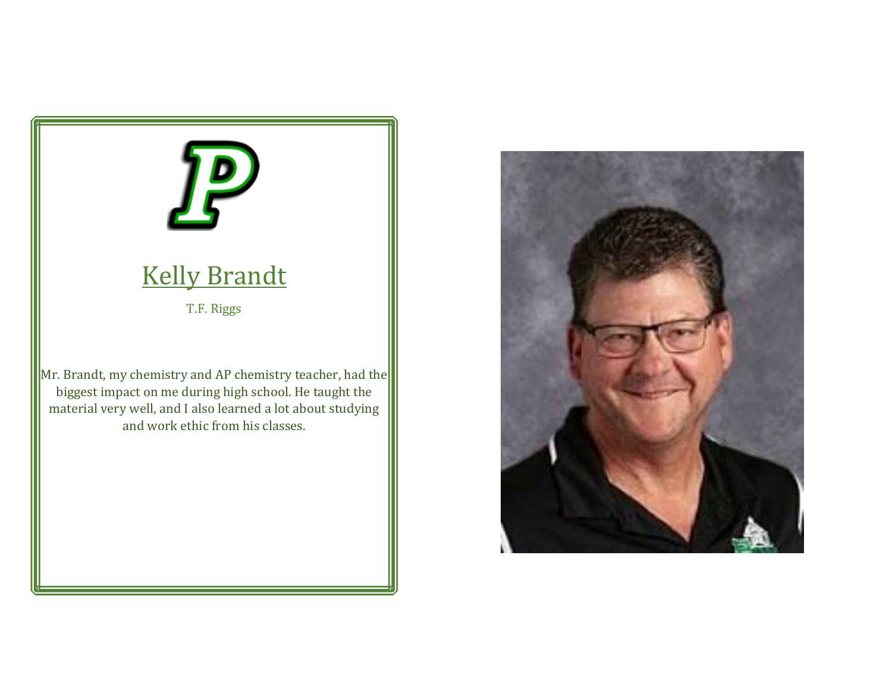## Kelly Brandt

T.F. Riggs

Mr. Brandt, my chemistry and AP chemistry teacher, had the biggest impact on me during high school. He taught the material very well, and I also learned a lot about studying and work ethic from his classes.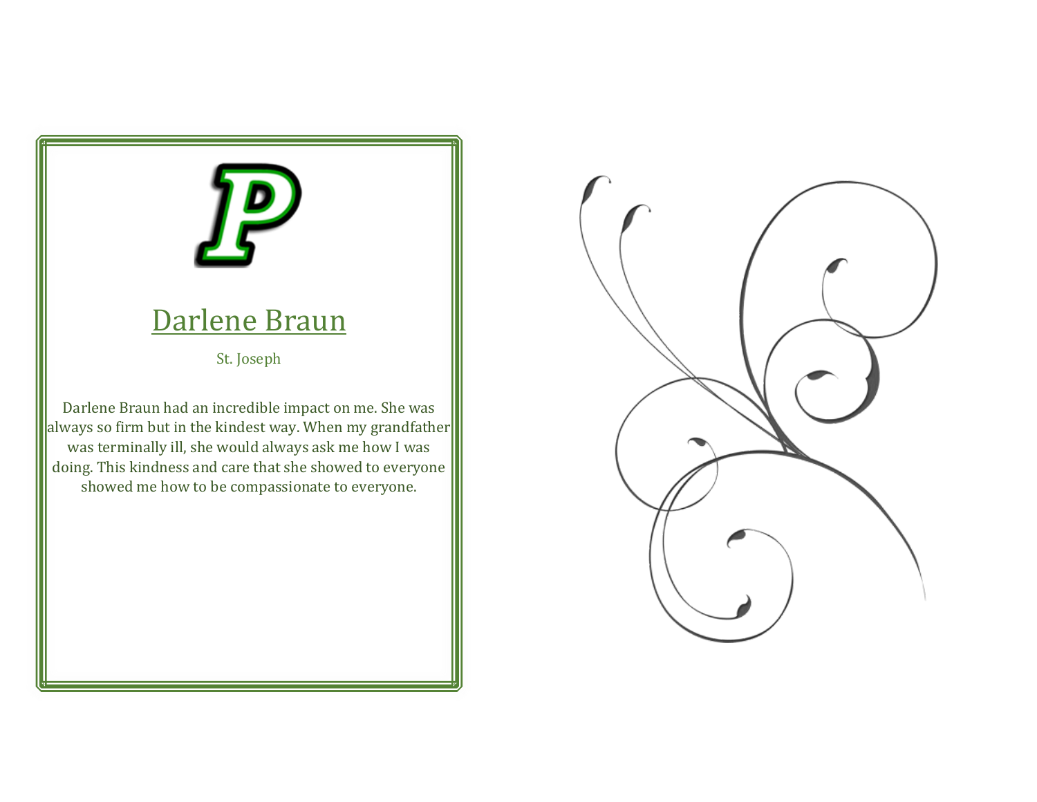## Darlene Braun

St. Joseph

Darlene Braun had an incredible impact on me. She was always so firm but in the kindest way. When my grandfather was terminally ill, she would always ask me how I was doing. This kindness and care that she showed to everyone showed me how to be compassionate to everyone.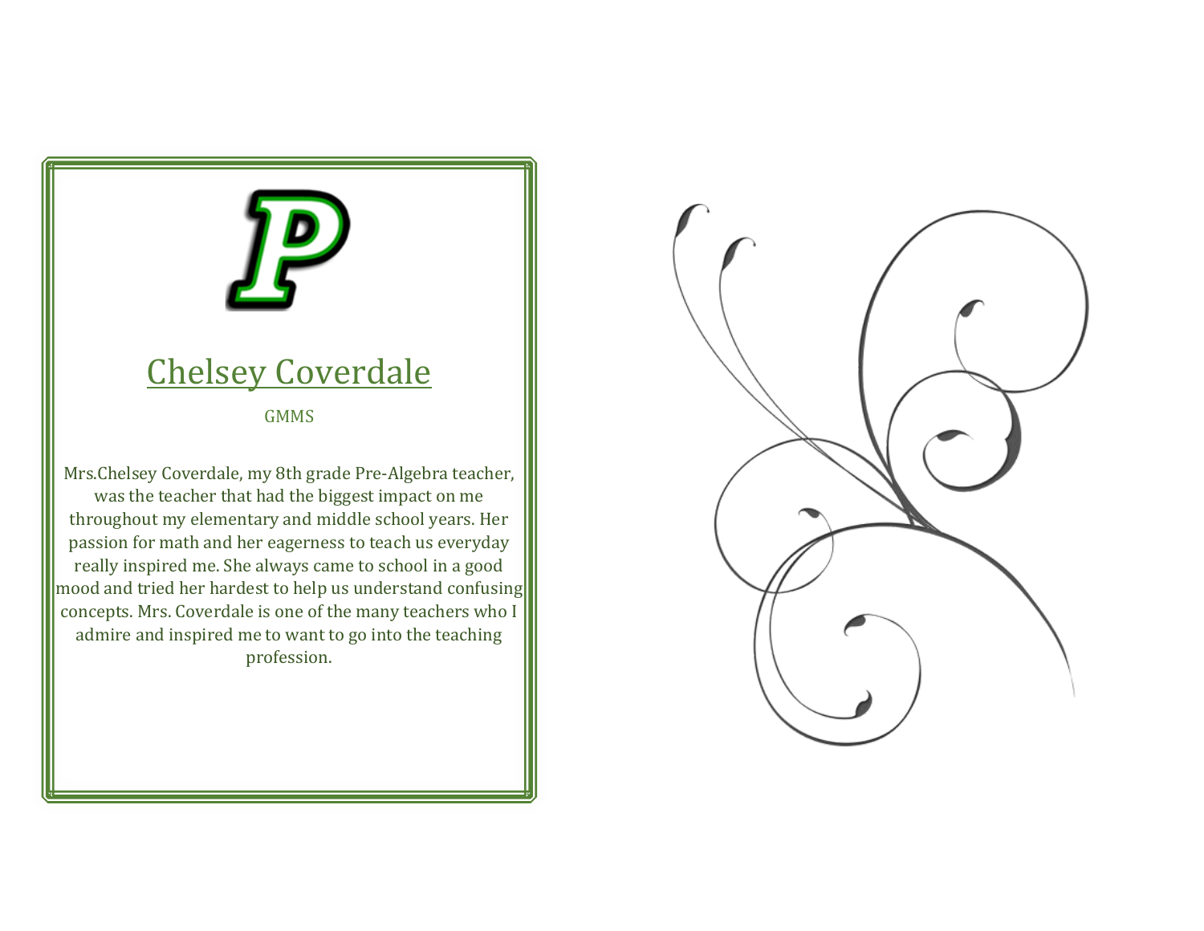## Chelsey Coverdale

GMMS

Mrs.Chelsey Coverdale, my 8th grade Pre-Algebra teacher, was the teacher that had the biggest impact on me throughout my elementary and middle school years. Her passion for math and her eagerness to teach us everyday really inspired me. She always came to school in a good mood and tried her hardest to help us understand confusing concepts. Mrs. Coverdale is one of the many teachers who I admire and inspired me to want to go into the teaching profession.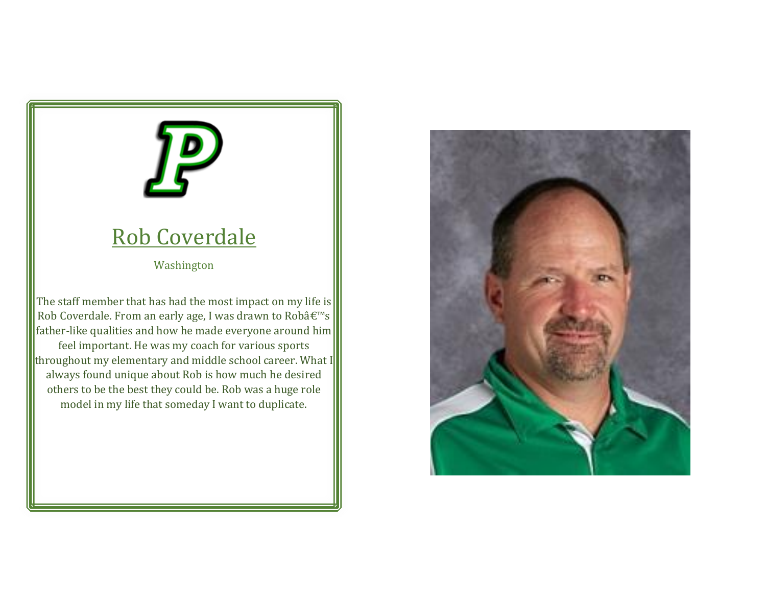## Rob Coverdale

Washington

The staff member that has had the most impact on my life is Rob Coverdale. From an early age, I was drawn to Robâ€™s father-like qualities and how he made everyone around him feel important. He was my coach for various sports throughout my elementary and middle school career. What I always found unique about Rob is how much he desired others to be the best they could be. Rob was a huge role model in my life that someday I want to duplicate.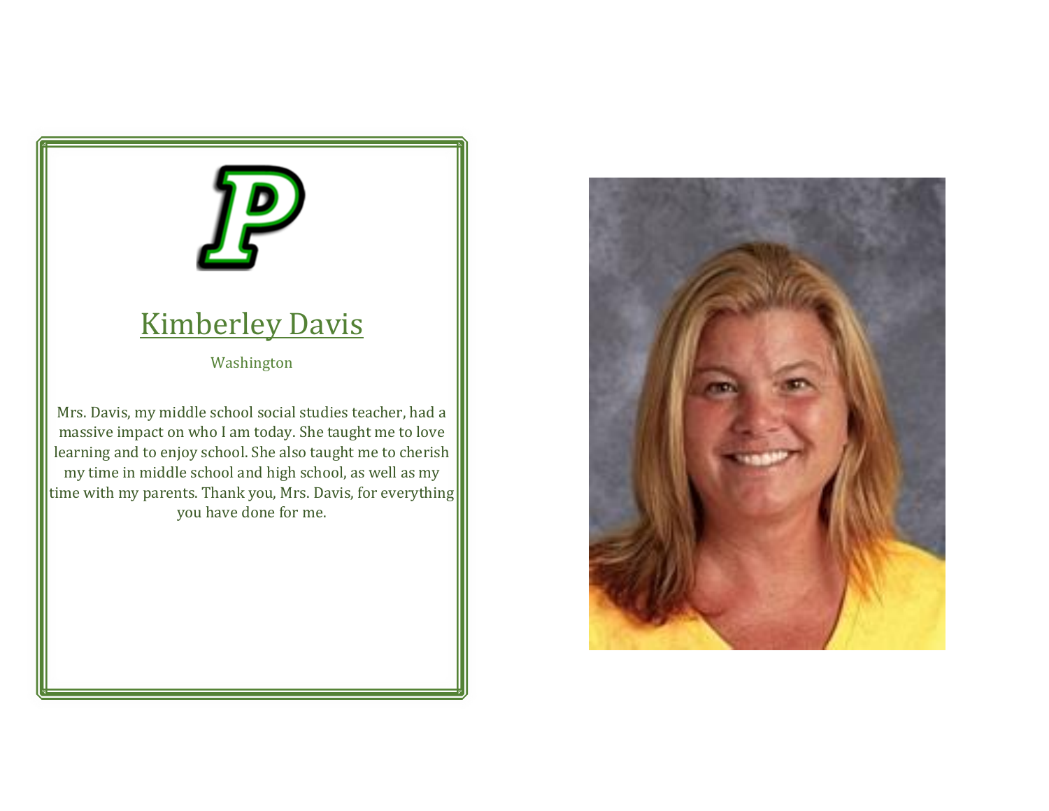## Kimberley Davis

Washington

Mrs. Davis, my middle school social studies teacher, had a massive impact on who I am today. She taught me to love learning and to enjoy school. She also taught me to cherish my time in middle school and high school, as well as my time with my parents. Thank you, Mrs. Davis, for everything you have done for me.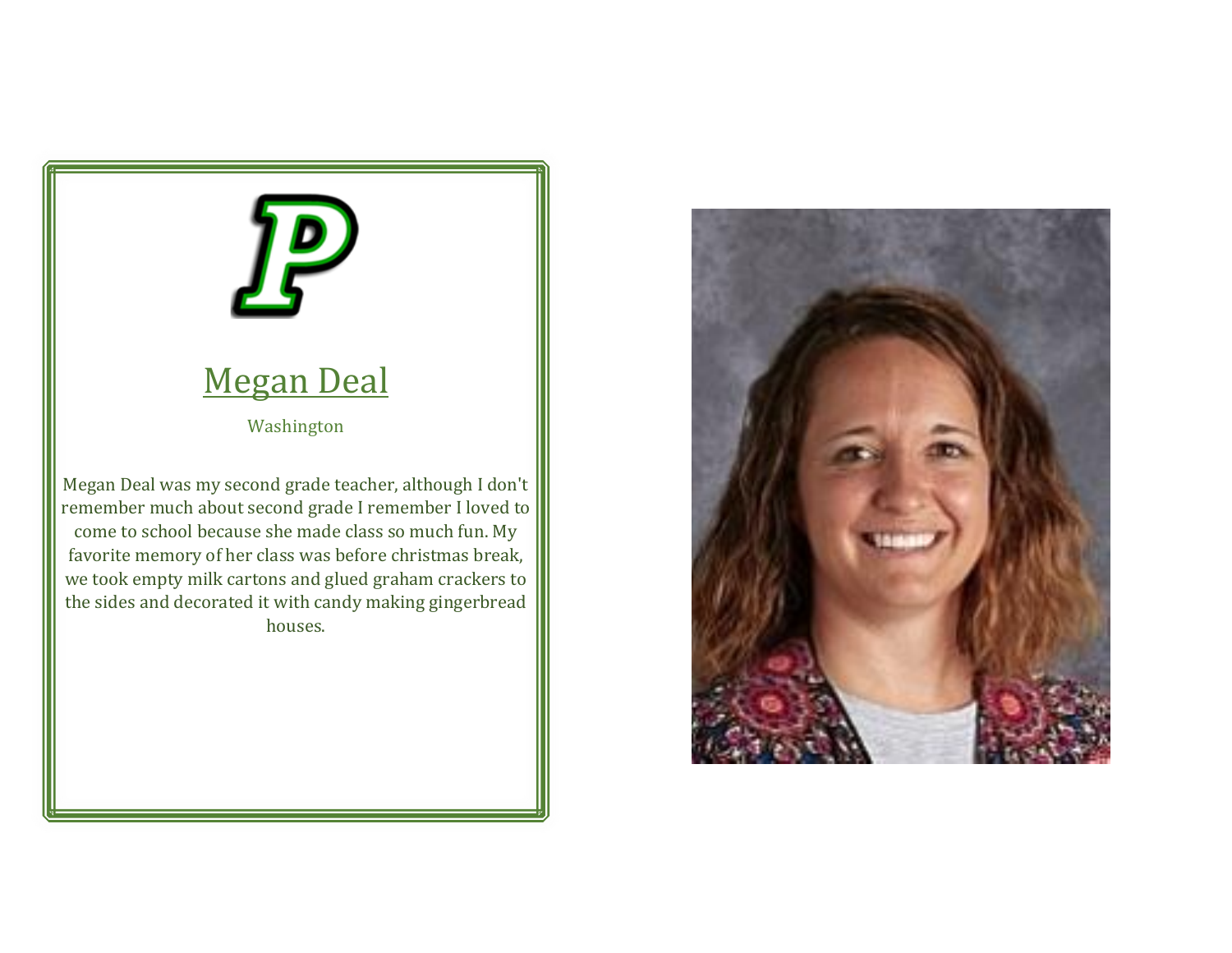## Megan Deal

Washington

Megan Deal was my second grade teacher, although I don't remember much about second grade I remember I loved to come to school because she made class so much fun. My favorite memory of her class was before christmas break, we took empty milk cartons and glued graham crackers to the sides and decorated it with candy making gingerbread houses.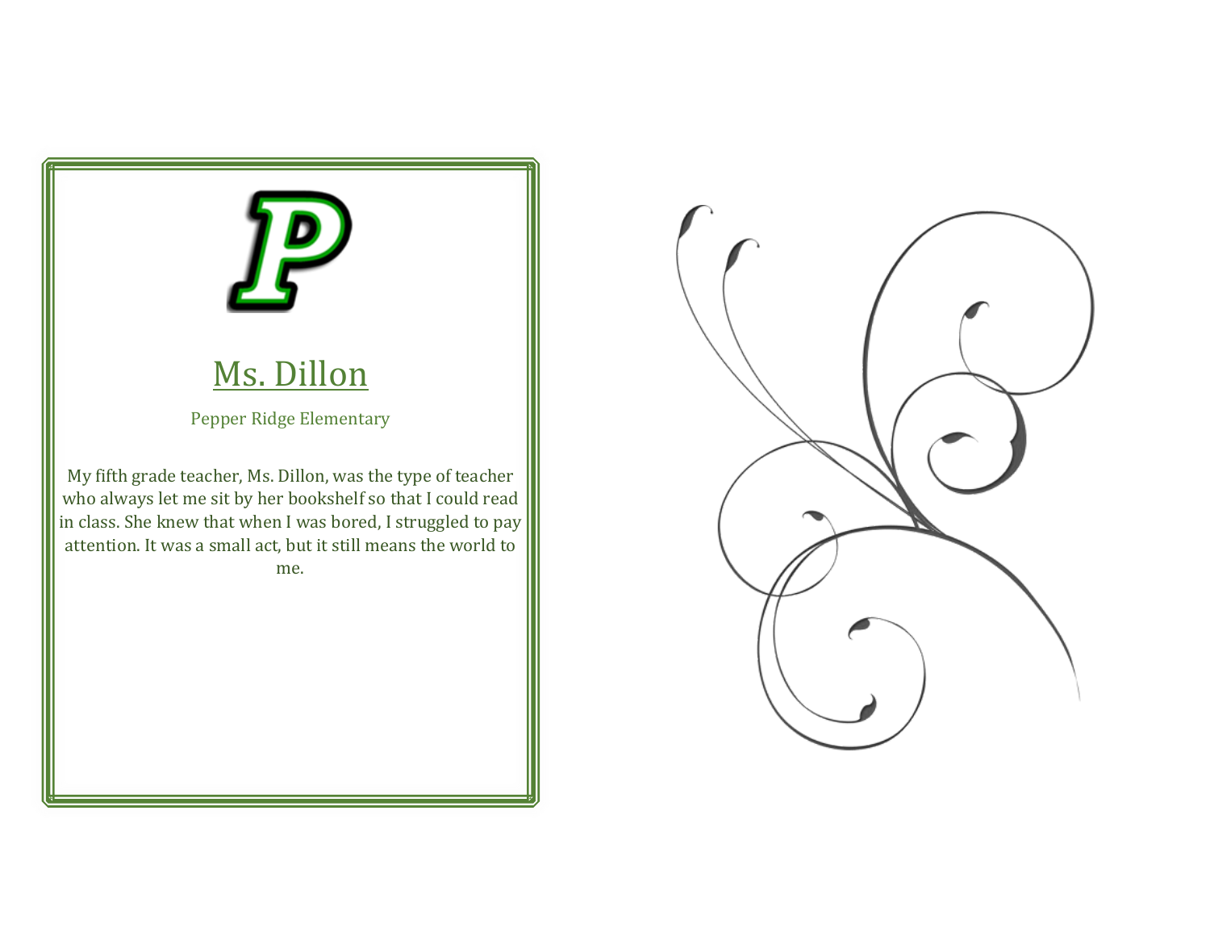# Ms. Dillon

Pepper Ridge Elementary

My fifth grade teacher, Ms. Dillon, was the type of teacher who always let me sit by her bookshelf so that I could read in class. She knew that when I was bored, I struggled to pay attention. It was a small act, but it still means the world to me.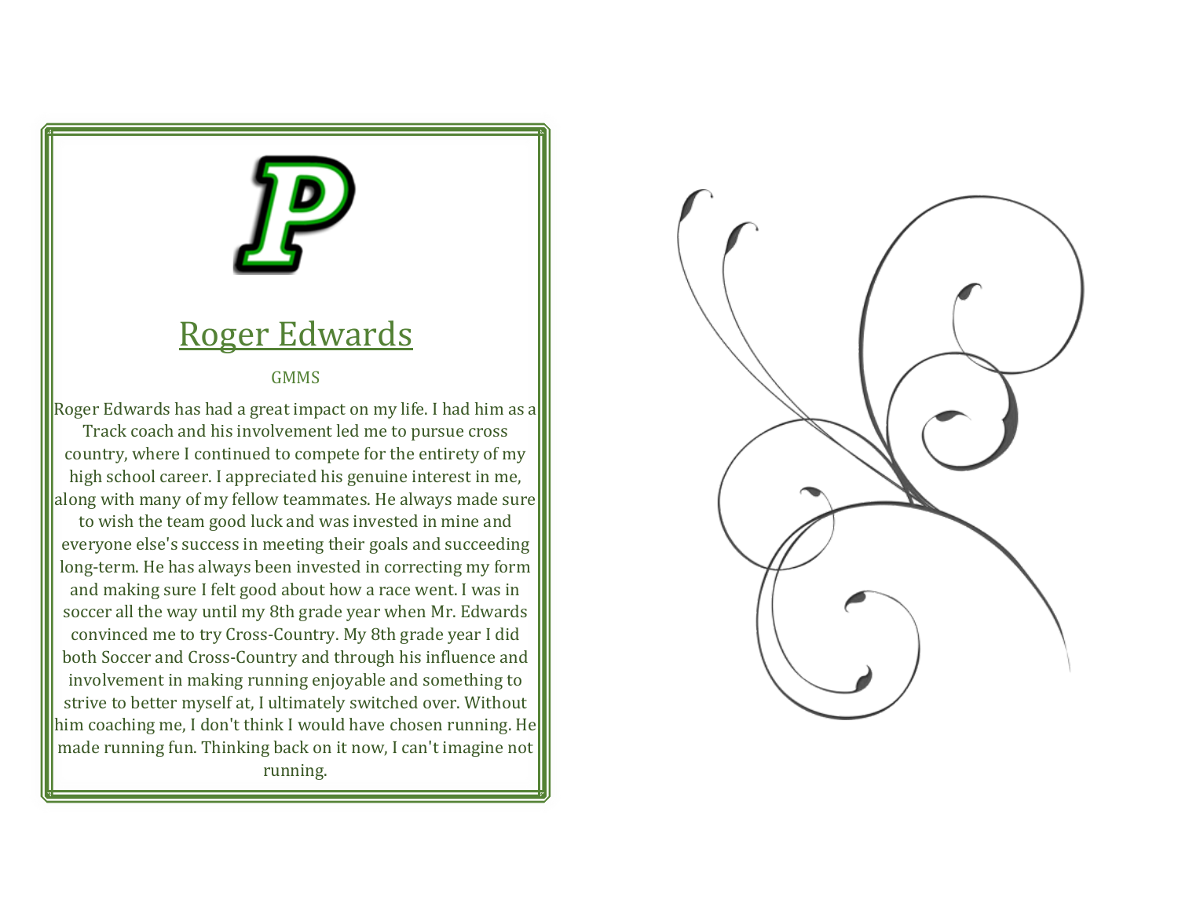## Roger Edwards

GMMS

Roger Edwards has had a great impact on my life. I had him as a Track coach and his involvement led me to pursue cross country, where I continued to compete for the entirety of my high school career. I appreciated his genuine interest in me, along with many of my fellow teammates. He always made sure to wish the team good luck and was invested in mine and everyone else's success in meeting their goals and succeeding long-term. He has always been invested in correcting my form and making sure I felt good about how a race went. I was in soccer all the way until my 8th grade year when Mr. Edwards convinced me to try Cross-Country. My 8th grade year I did both Soccer and Cross-Country and through his influence and involvement in making running enjoyable and something to strive to better myself at, I ultimately switched over. Without him coaching me, I don't think I would have chosen running. He made running fun. Thinking back on it now, I can't imagine not running.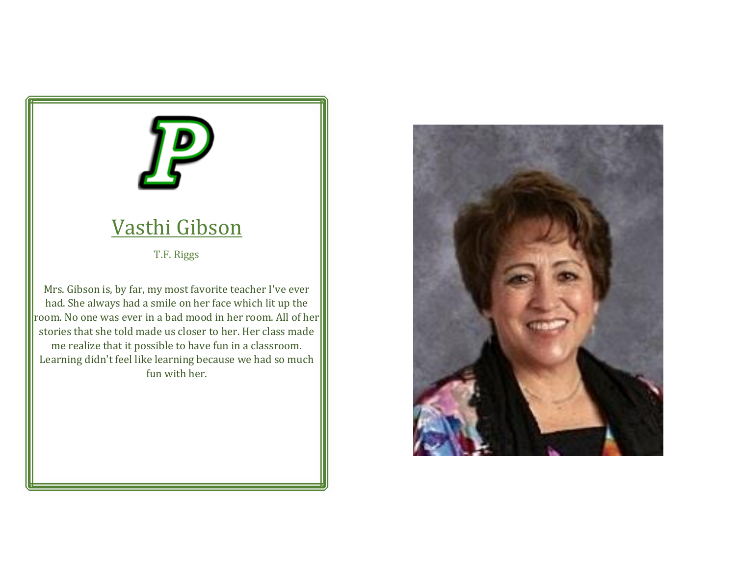## Vasthi Gibson

T.F. Riggs

Mrs. Gibson is, by far, my most favorite teacher I've ever had. She always had a smile on her face which lit up the room. No one was ever in a bad mood in her room. All of her stories that she told made us closer to her. Her class made me realize that it possible to have fun in a classroom. Learning didn't feel like learning because we had so much fun with her.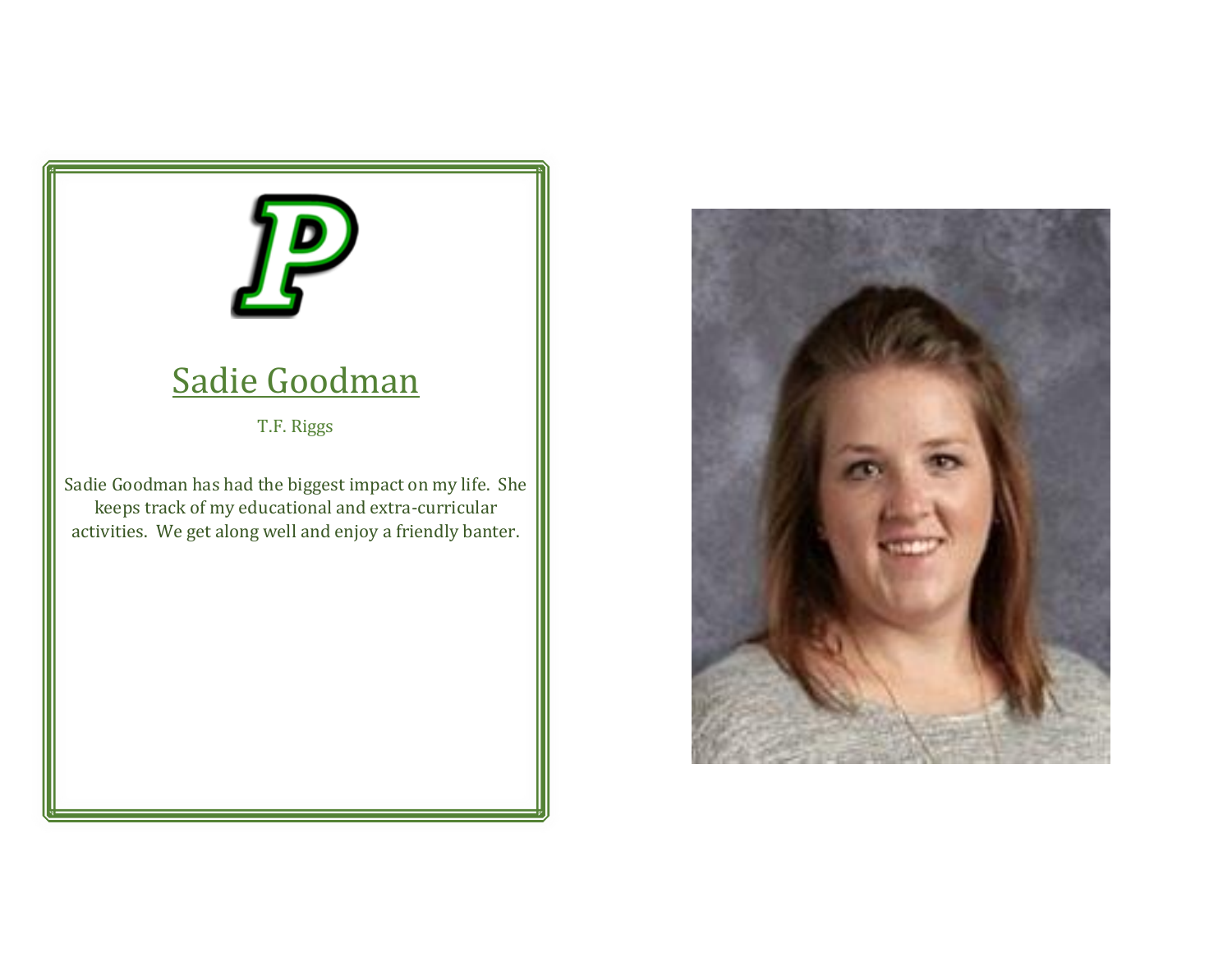## Sadie Goodman

T.F. Riggs

Sadie Goodman has had the biggest impact on my life. She keeps track of my educational and extra-curricular activities. We get along well and enjoy a friendly banter.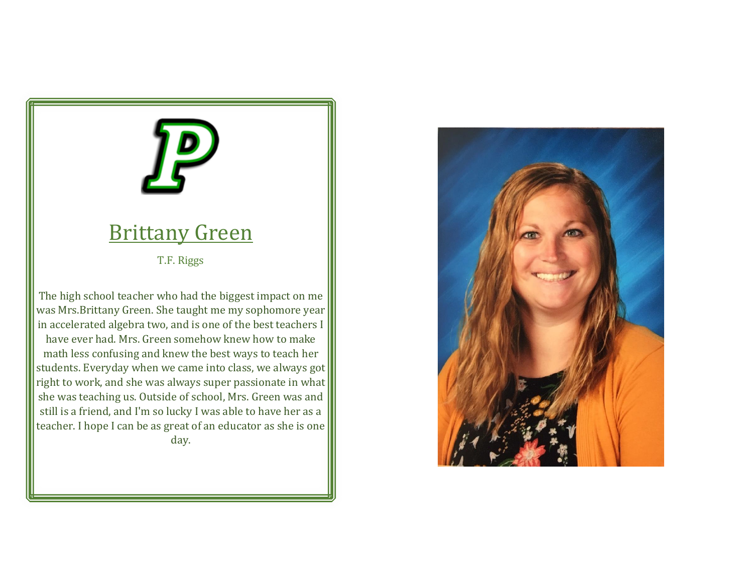## Brittany Green

T.F. Riggs

The high school teacher who had the biggest impact on me was Mrs.Brittany Green. She taught me my sophomore year in accelerated algebra two, and is one of the best teachers I have ever had. Mrs. Green somehow knew how to make math less confusing and knew the best ways to teach her students. Everyday when we came into class, we always got right to work, and she was always super passionate in what she was teaching us. Outside of school, Mrs. Green was and still is a friend, and I'm so lucky I was able to have her as a teacher. I hope I can be as great of an educator as she is one day.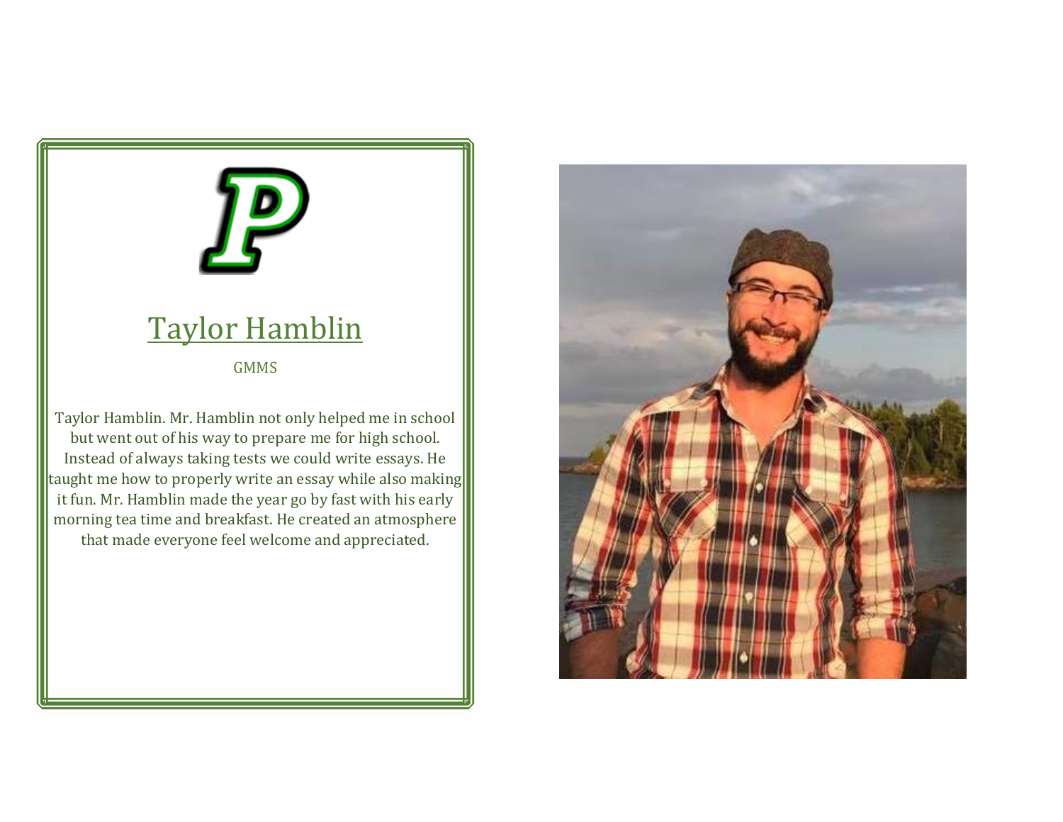## Taylor Hamblin

GMMS

Taylor Hamblin. Mr. Hamblin not only helped me in school but went out of his way to prepare me for high school. Instead of always taking tests we could write essays. He taught me how to properly write an essay while also making it fun. Mr. Hamblin made the year go by fast with his early morning tea time and breakfast. He created an atmosphere that made everyone feel welcome and appreciated.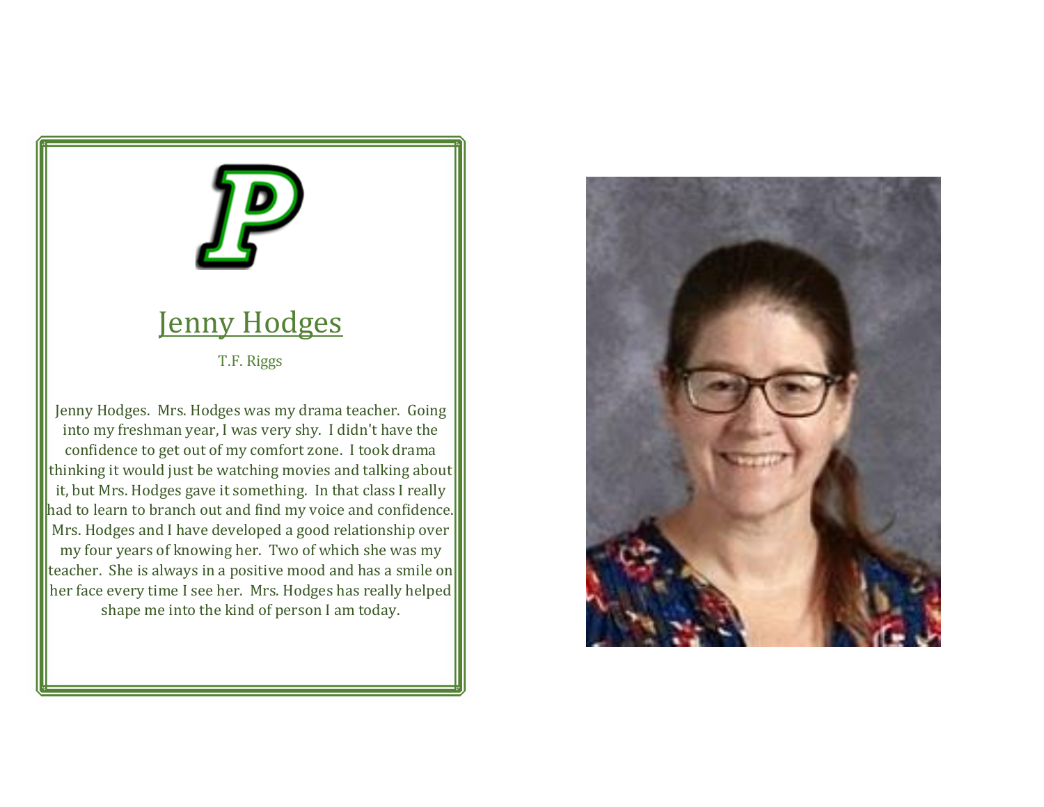## Jenny Hodges

T.F. Riggs

Jenny Hodges. Mrs. Hodges was my drama teacher. Going into my freshman year, I was very shy. I didn't have the confidence to get out of my comfort zone. I took drama thinking it would just be watching movies and talking about it, but Mrs. Hodges gave it something. In that class I really had to learn to branch out and find my voice and confidence. Mrs. Hodges and I have developed a good relationship over my four years of knowing her. Two of which she was my teacher. She is always in a positive mood and has a smile on her face every time I see her. Mrs. Hodges has really helped shape me into the kind of person I am today.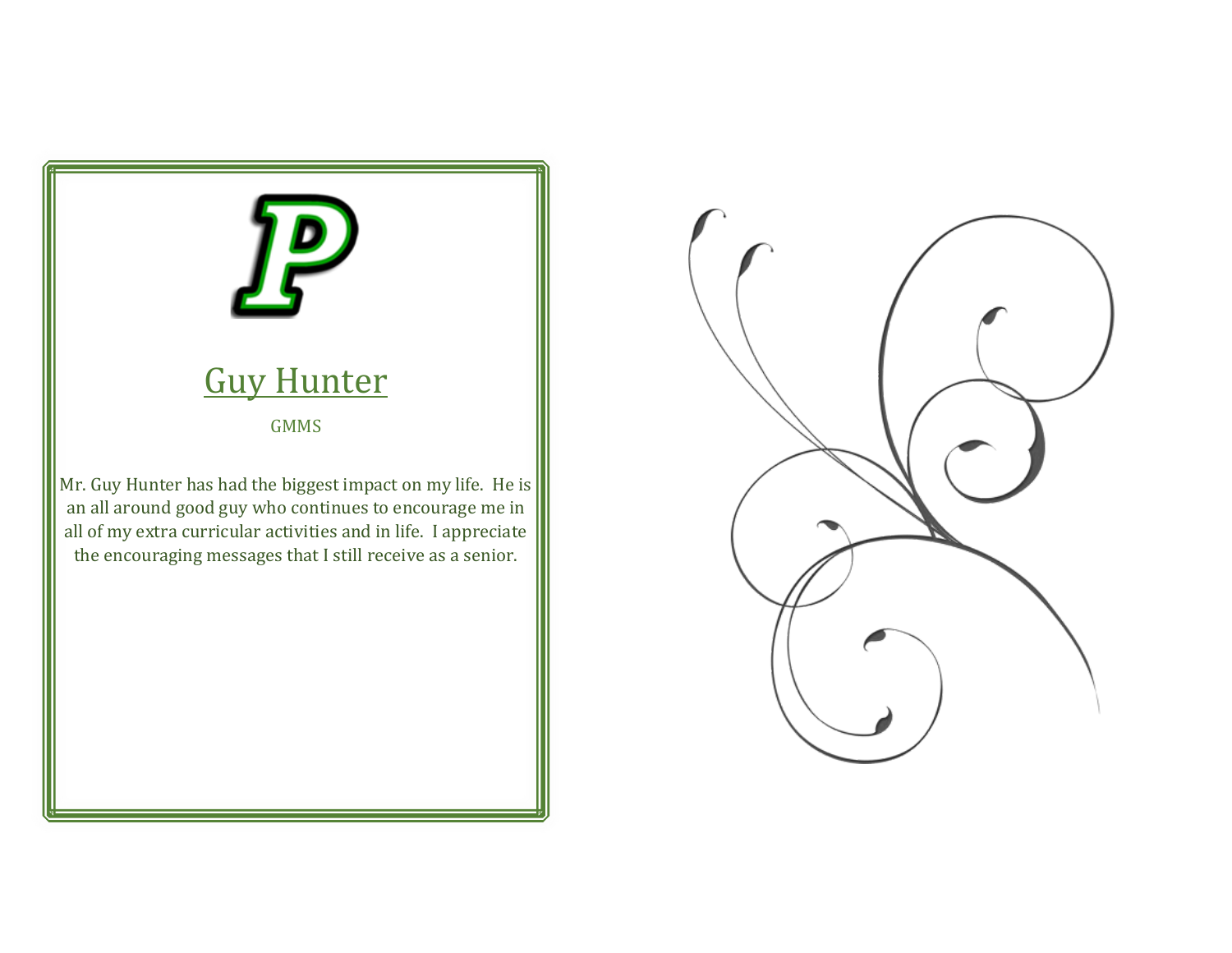## Guy Hunter

GMMS

Mr. Guy Hunter has had the biggest impact on my life. He is an all around good guy who continues to encourage me in all of my extra curricular activities and in life. I appreciate the encouraging messages that I still receive as a senior.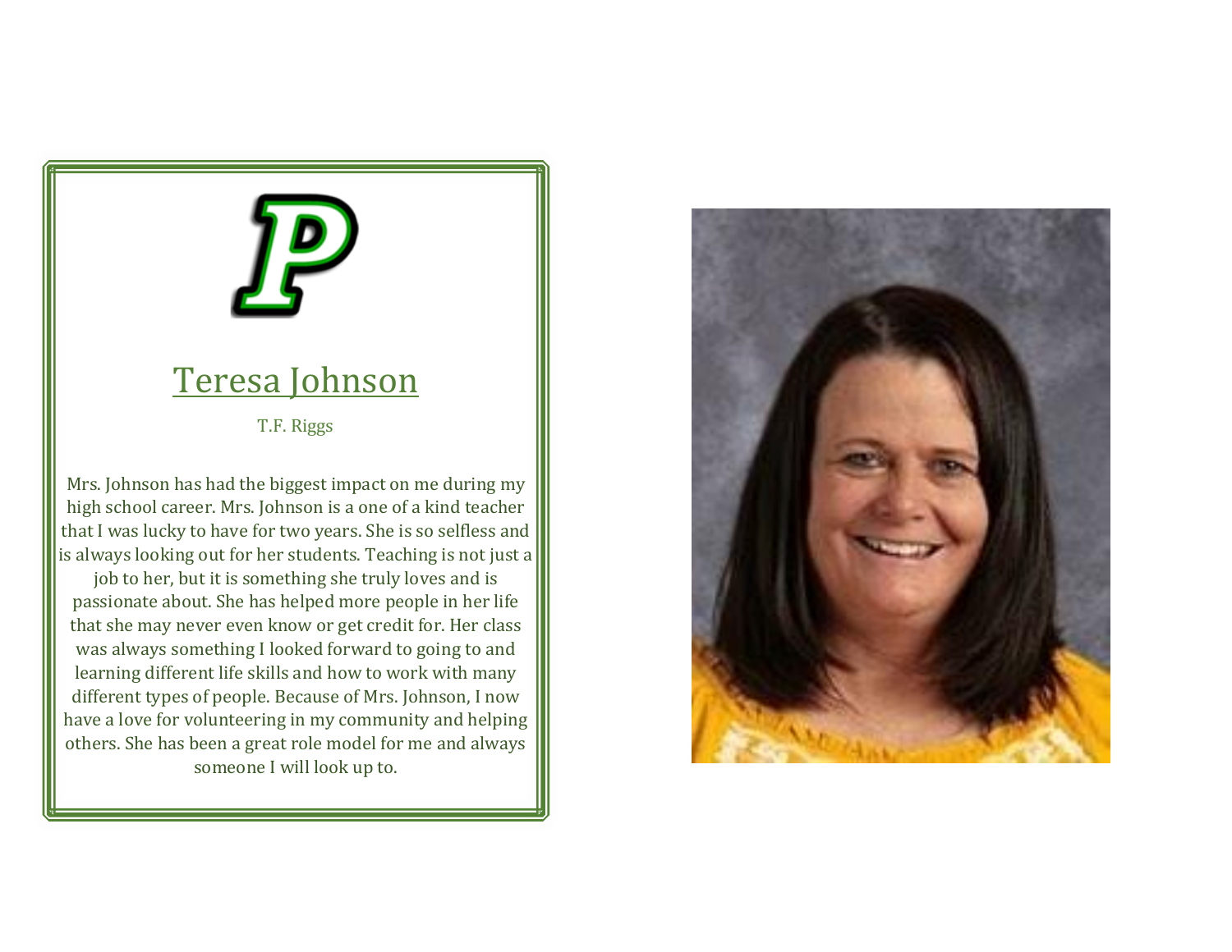# Teresa Johnson

T.F. Riggs

Mrs. Johnson has had the biggest impact on me during my high school career. Mrs. Johnson is a one of a kind teacher that I was lucky to have for two years. She is so selfless and is always looking out for her students. Teaching is not just a job to her, but it is something she truly loves and is passionate about. She has helped more people in her life that she may never even know or get credit for. Her class was always something I looked forward to going to and learning different life skills and how to work with many different types of people. Because of Mrs. Johnson, I now have a love for volunteering in my community and helping others. She has been a great role model for me and always someone I will look up to.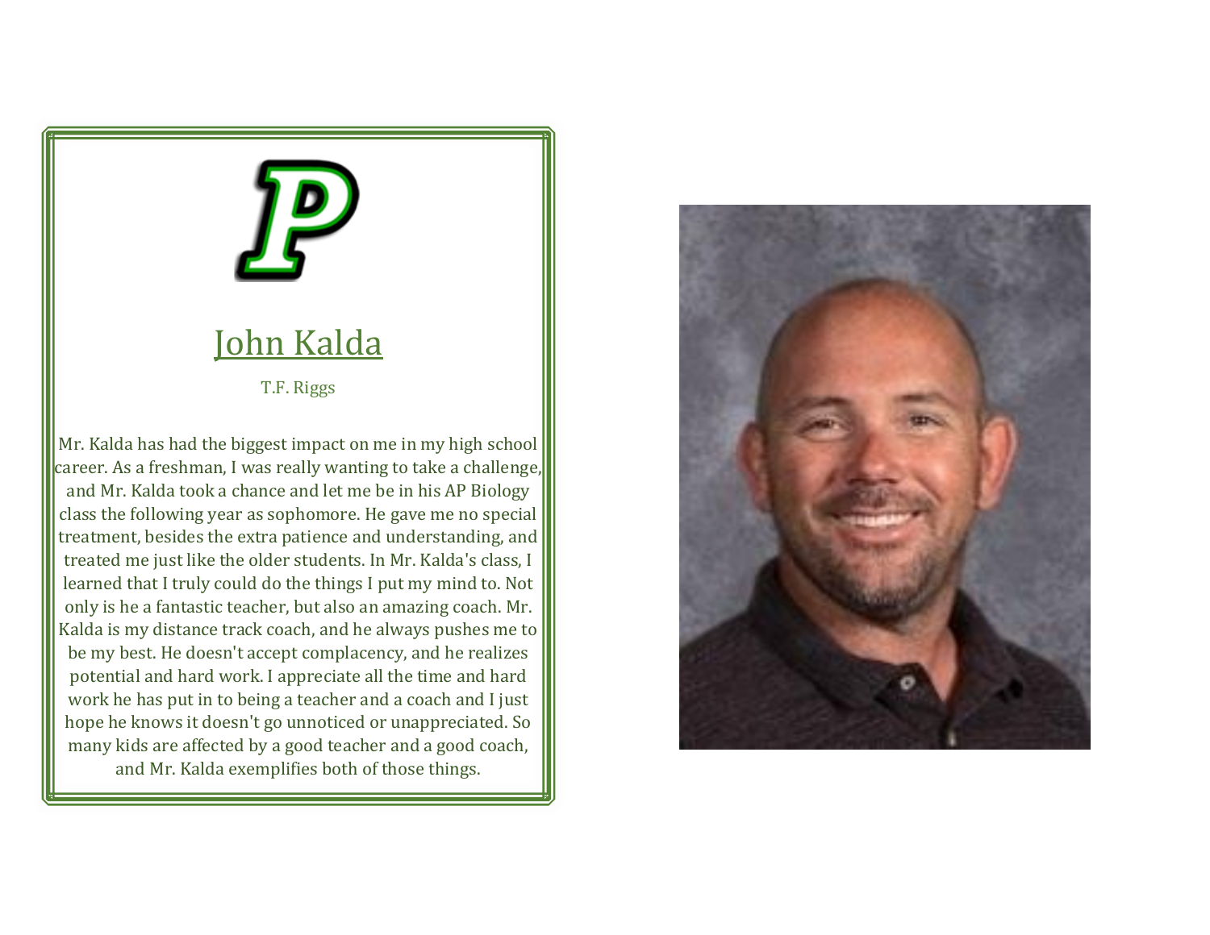## John Kalda

T.F. Riggs

Mr. Kalda has had the biggest impact on me in my high school career. As a freshman, I was really wanting to take a challenge, and Mr. Kalda took a chance and let me be in his AP Biology class the following year as sophomore. He gave me no special treatment, besides the extra patience and understanding, and treated me just like the older students. In Mr. Kalda's class, I learned that I truly could do the things I put my mind to. Not only is he a fantastic teacher, but also an amazing coach. Mr. Kalda is my distance track coach, and he always pushes me to be my best. He doesn't accept complacency, and he realizes potential and hard work. I appreciate all the time and hard work he has put in to being a teacher and a coach and I just hope he knows it doesn't go unnoticed or unappreciated. So many kids are affected by a good teacher and a good coach, and Mr. Kalda exemplifies both of those things.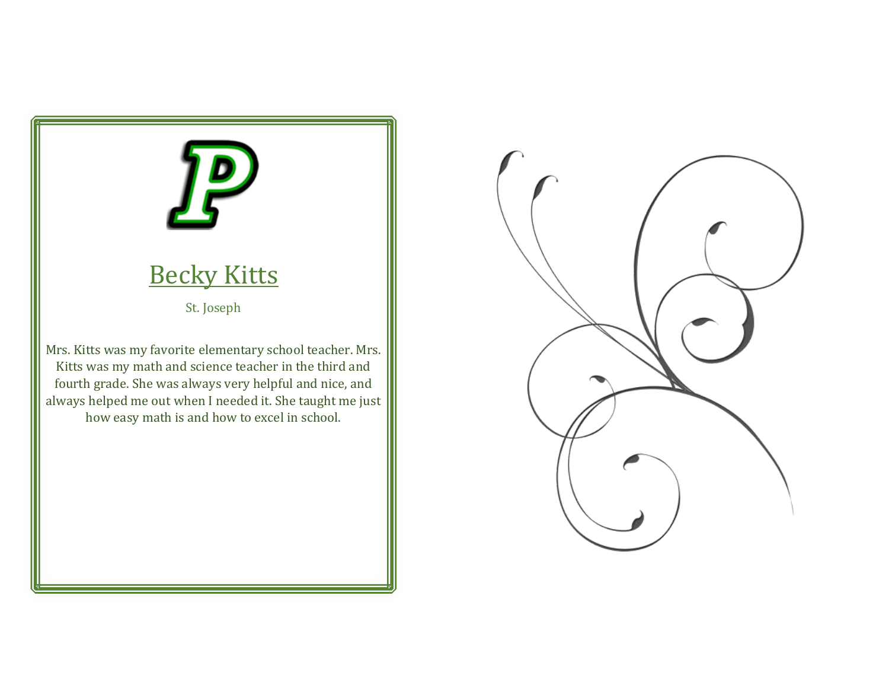## Becky Kitts

St. Joseph

Mrs. Kitts was my favorite elementary school teacher. Mrs. Kitts was my math and science teacher in the third and fourth grade. She was always very helpful and nice, and always helped me out when I needed it. She taught me just how easy math is and how to excel in school.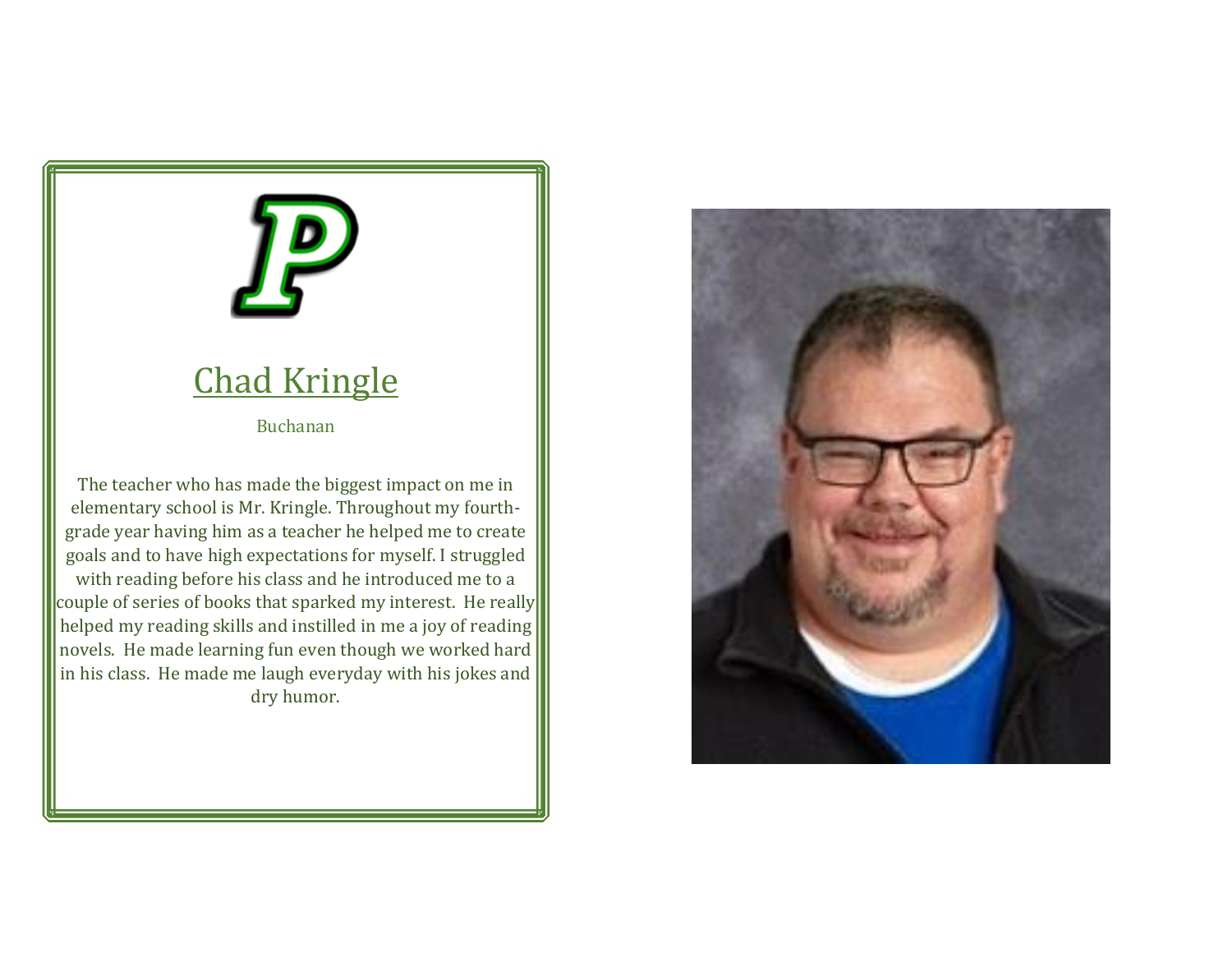## Chad Kringle

Buchanan

The teacher who has made the biggest impact on me in elementary school is Mr. Kringle. Throughout my fourth-grade year having him as a teacher he helped me to create goals and to have high expectations for myself. I struggled with reading before his class and he introduced me to a couple of series of books that sparked my interest. He really helped my reading skills and instilled in me a joy of reading novels. He made learning fun even though we worked hard in his class. He made me laugh everyday with his jokes and dry humor.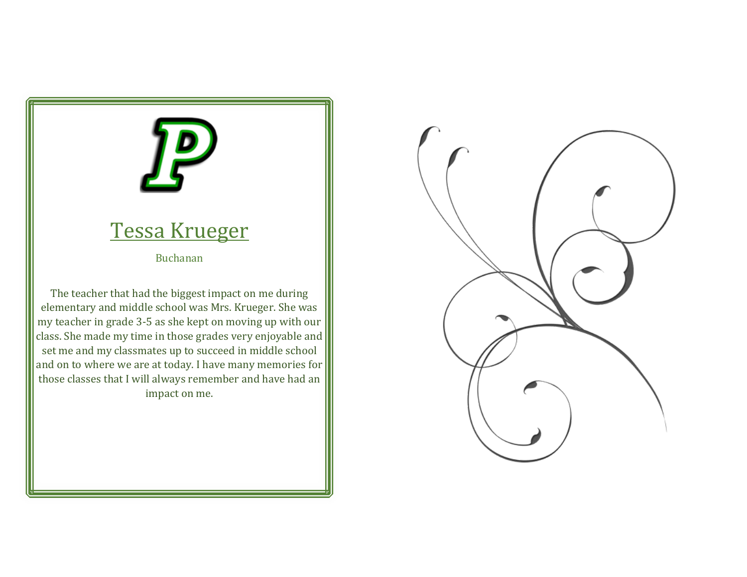## Tessa Krueger

Buchanan

The teacher that had the biggest impact on me during elementary and middle school was Mrs. Krueger. She was my teacher in grade 3-5 as she kept on moving up with our class. She made my time in those grades very enjoyable and set me and my classmates up to succeed in middle school and on to where we are at today. I have many memories for those classes that I will always remember and have had an impact on me.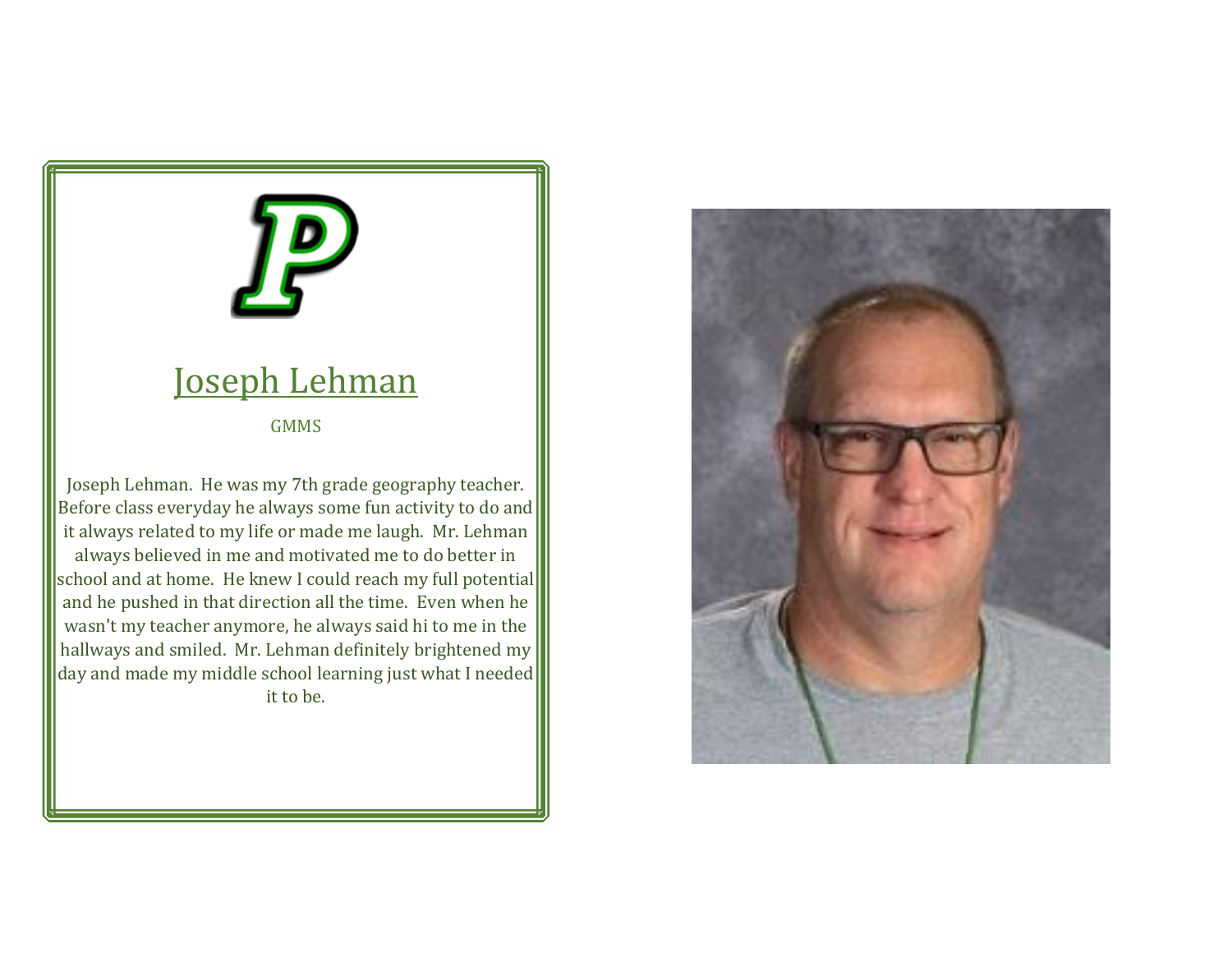## Joseph Lehman

GMMS

Joseph Lehman. He was my 7th grade geography teacher. Before class everyday he always some fun activity to do and it always related to my life or made me laugh. Mr. Lehman always believed in me and motivated me to do better in school and at home. He knew I could reach my full potential and he pushed in that direction all the time. Even when he wasn't my teacher anymore, he always said hi to me in the hallways and smiled. Mr. Lehman definitely brightened my day and made my middle school learning just what I needed it to be.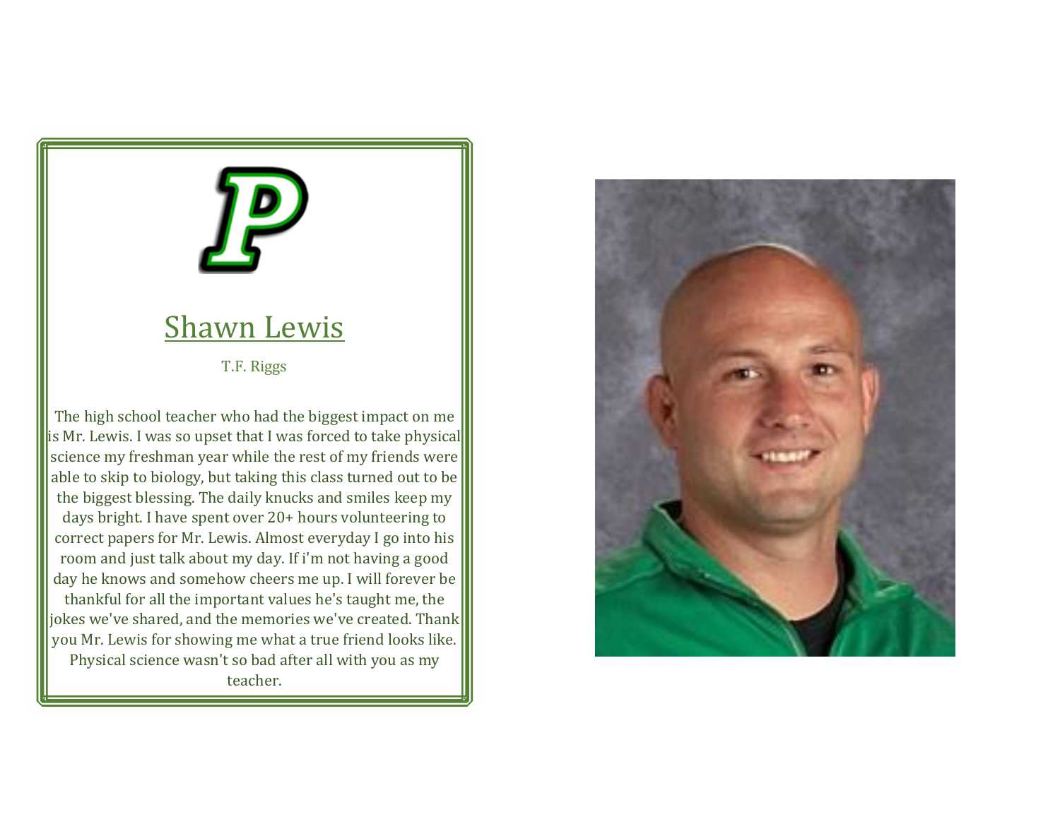## Shawn Lewis

T.F. Riggs

The high school teacher who had the biggest impact on me is Mr. Lewis. I was so upset that I was forced to take physical science my freshman year while the rest of my friends were able to skip to biology, but taking this class turned out to be the biggest blessing. The daily knucks and smiles keep my days bright. I have spent over 20+ hours volunteering to correct papers for Mr. Lewis. Almost everyday I go into his room and just talk about my day. If i'm not having a good day he knows and somehow cheers me up. I will forever be thankful for all the important values he's taught me, the jokes we've shared, and the memories we've created. Thank you Mr. Lewis for showing me what a true friend looks like. Physical science wasn't so bad after all with you as my teacher.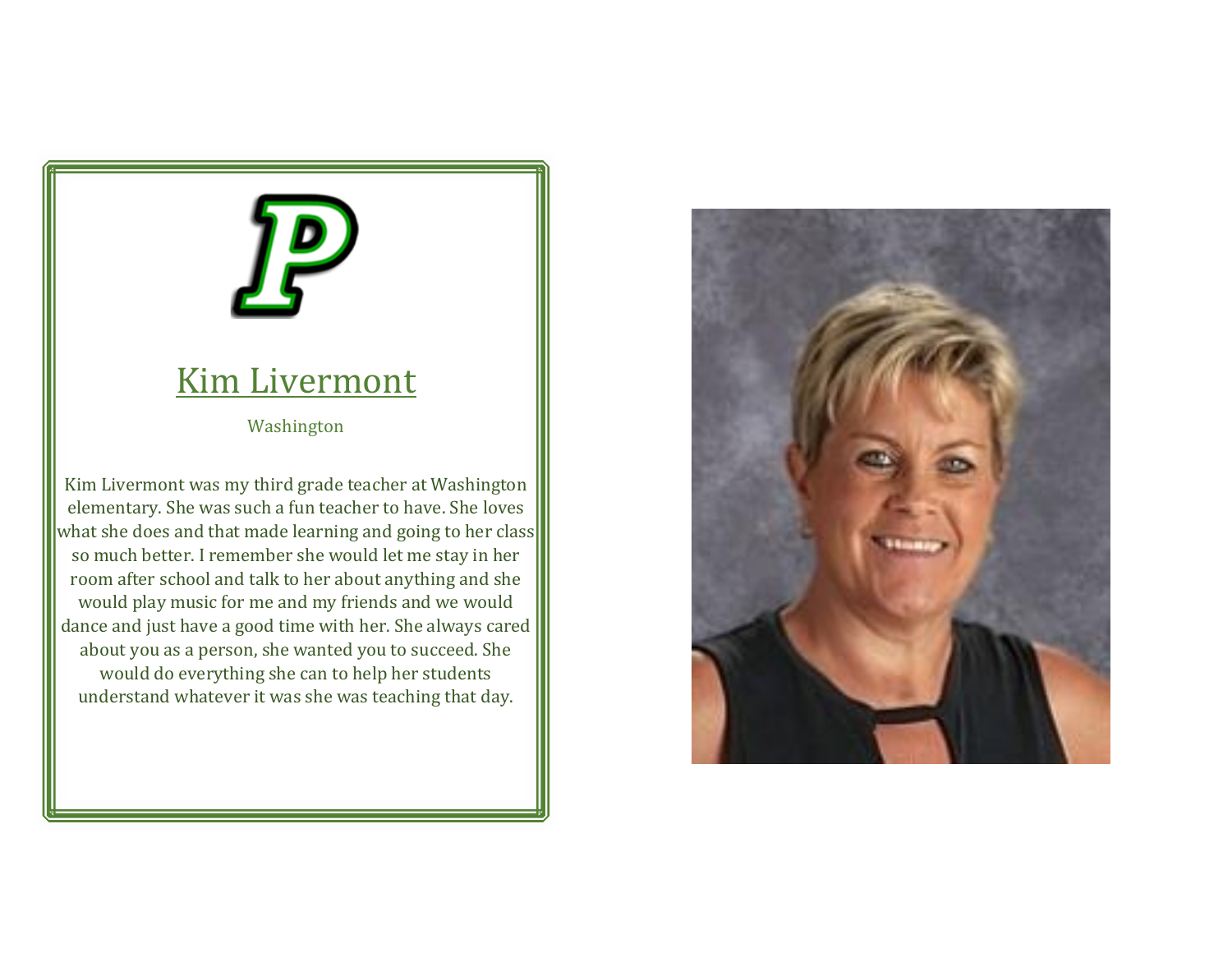# Kim Livermont

Washington

Kim Livermont was my third grade teacher at Washington elementary. She was such a fun teacher to have. She loves what she does and that made learning and going to her class so much better. I remember she would let me stay in her room after school and talk to her about anything and she would play music for me and my friends and we would dance and just have a good time with her. She always cared about you as a person, she wanted you to succeed. She would do everything she can to help her students understand whatever it was she was teaching that day.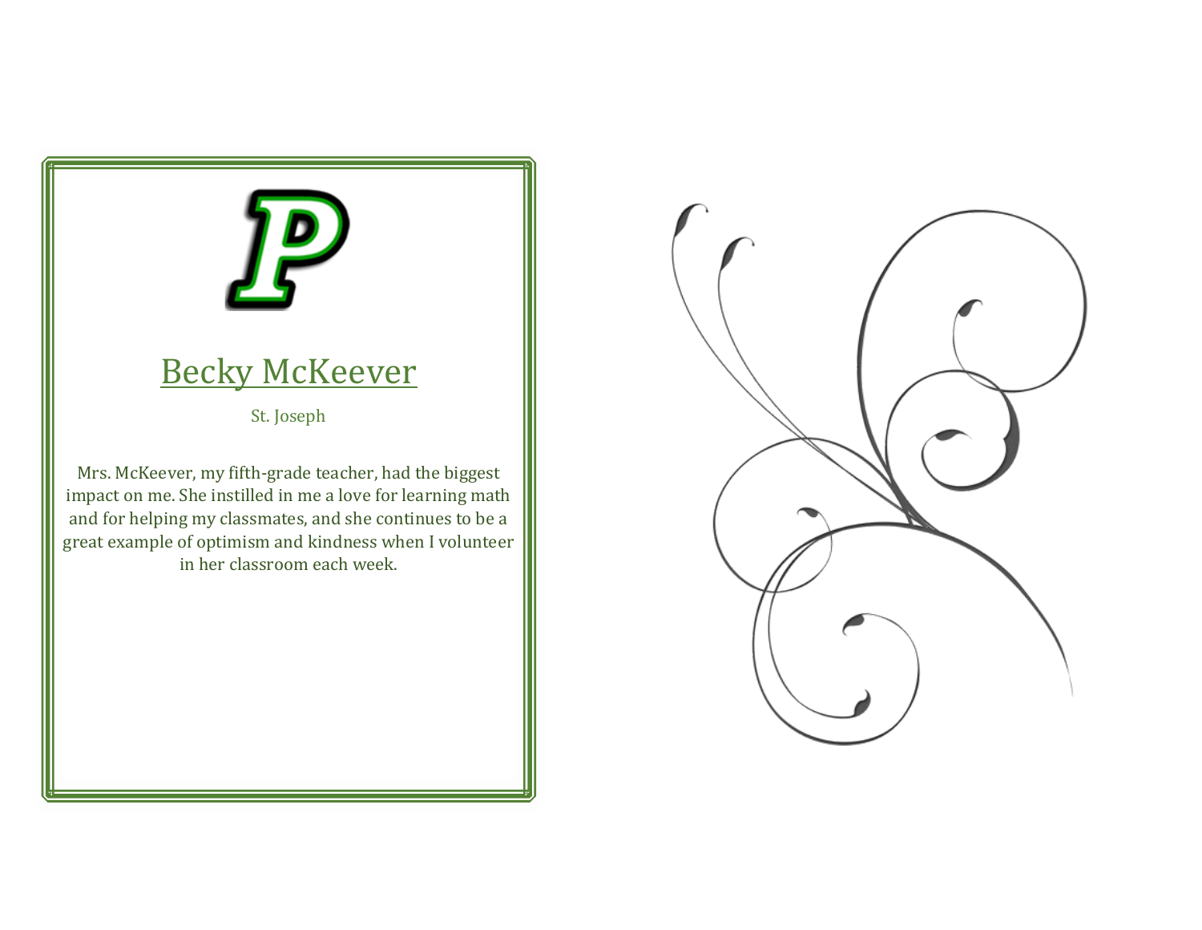## Becky McKeever

St. Joseph

Mrs. McKeever, my fifth-grade teacher, had the biggest impact on me. She instilled in me a love for learning math and for helping my classmates, and she continues to be a great example of optimism and kindness when I volunteer in her classroom each week.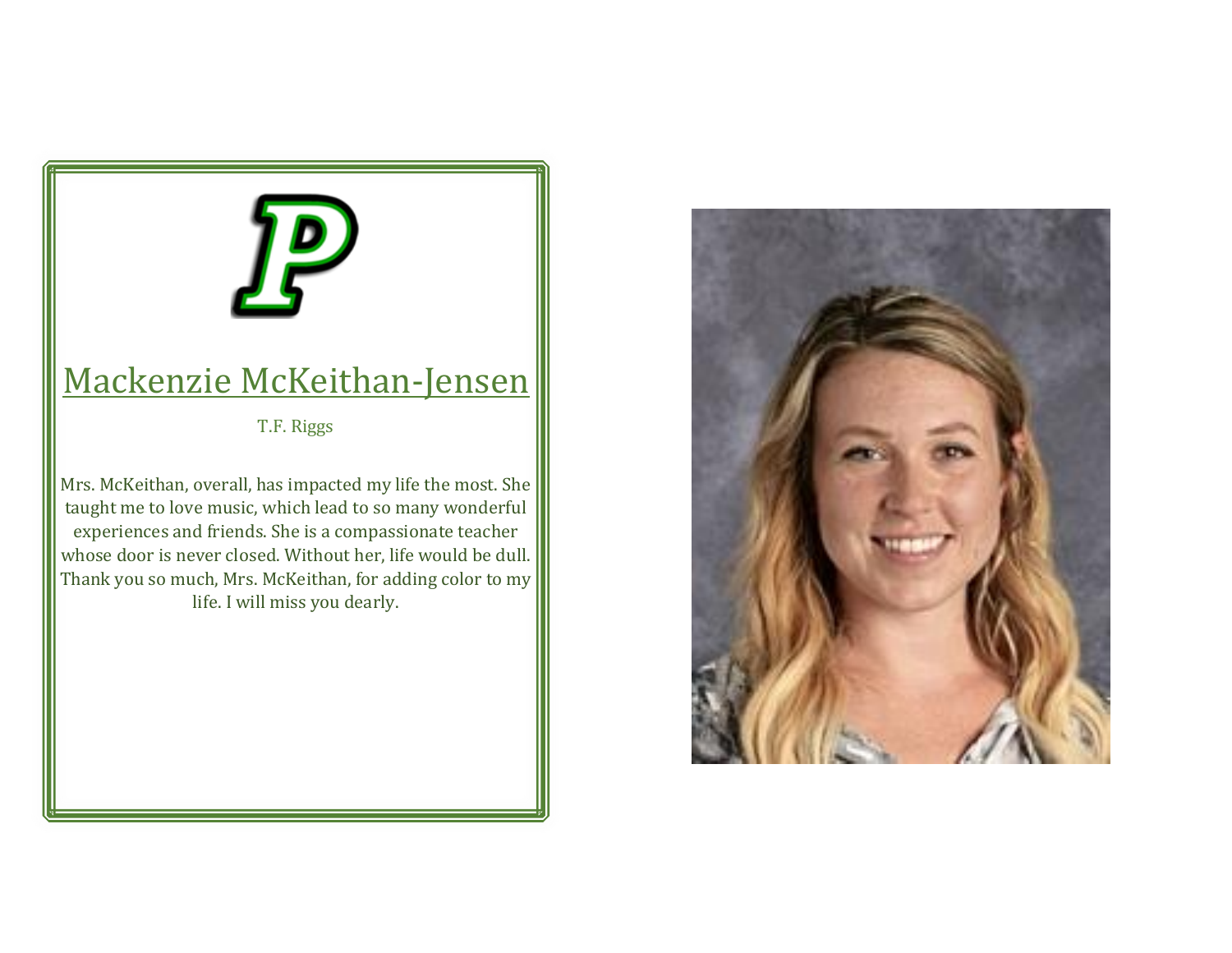## Mackenzie McKeithan-Jensen

T.F. Riggs

Mrs. McKeithan, overall, has impacted my life the most. She taught me to love music, which lead to so many wonderful experiences and friends. She is a compassionate teacher whose door is never closed. Without her, life would be dull. Thank you so much, Mrs. McKeithan, for adding color to my life. I will miss you dearly.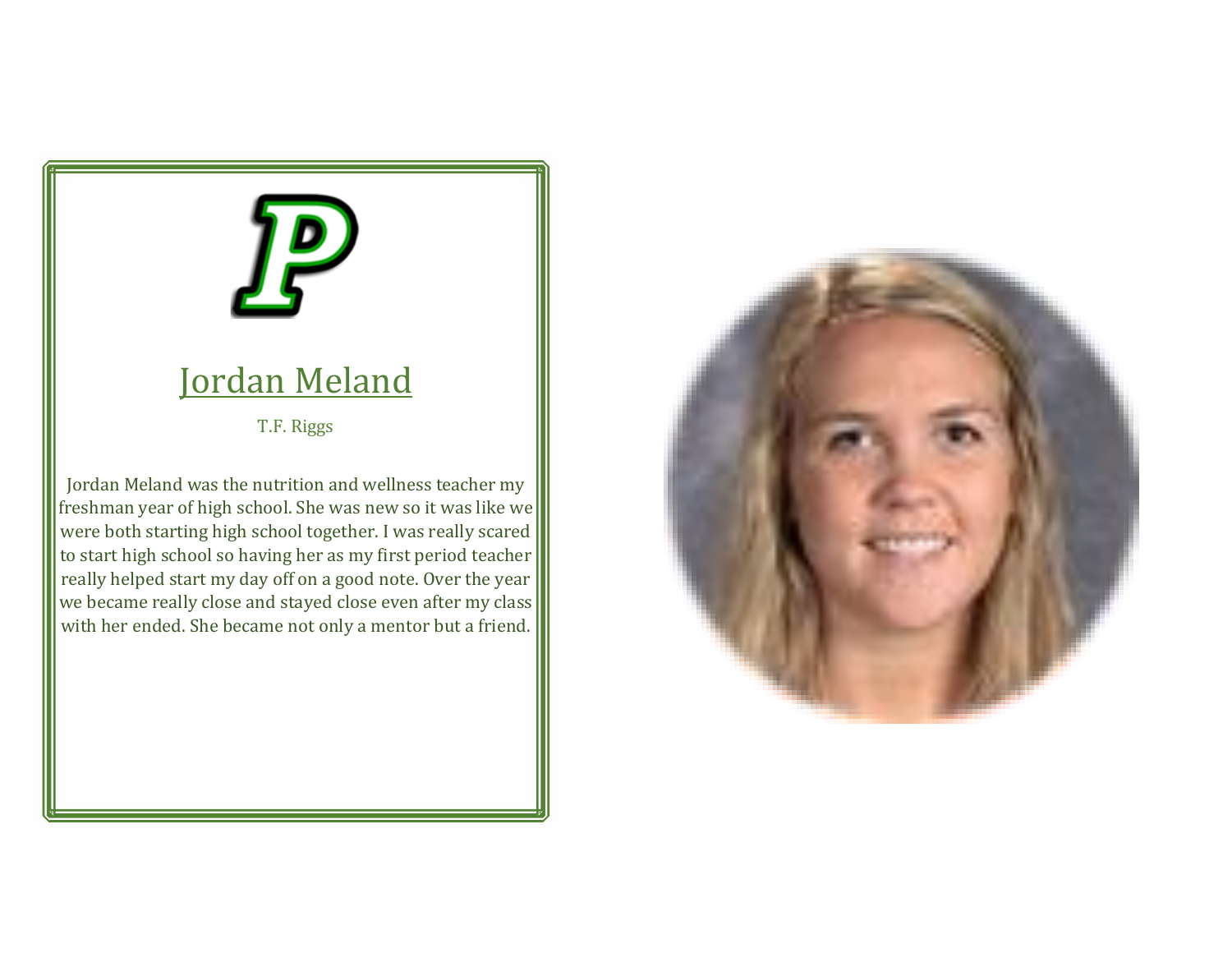## Jordan Meland

T.F. Riggs

Jordan Meland was the nutrition and wellness teacher my freshman year of high school. She was new so it was like we were both starting high school together. I was really scared to start high school so having her as my first period teacher really helped start my day off on a good note. Over the year we became really close and stayed close even after my class with her ended. She became not only a mentor but a friend.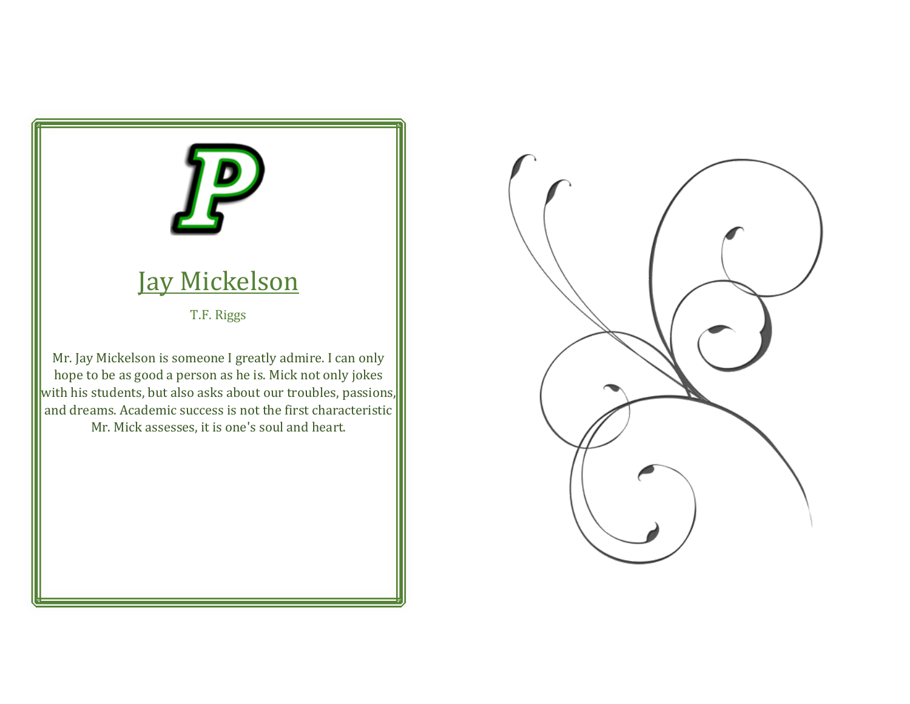## Jay Mickelson

T.F. Riggs

Mr. Jay Mickelson is someone I greatly admire. I can only hope to be as good a person as he is. Mick not only jokes with his students, but also asks about our troubles, passions, and dreams. Academic success is not the first characteristic Mr. Mick assesses, it is one's soul and heart.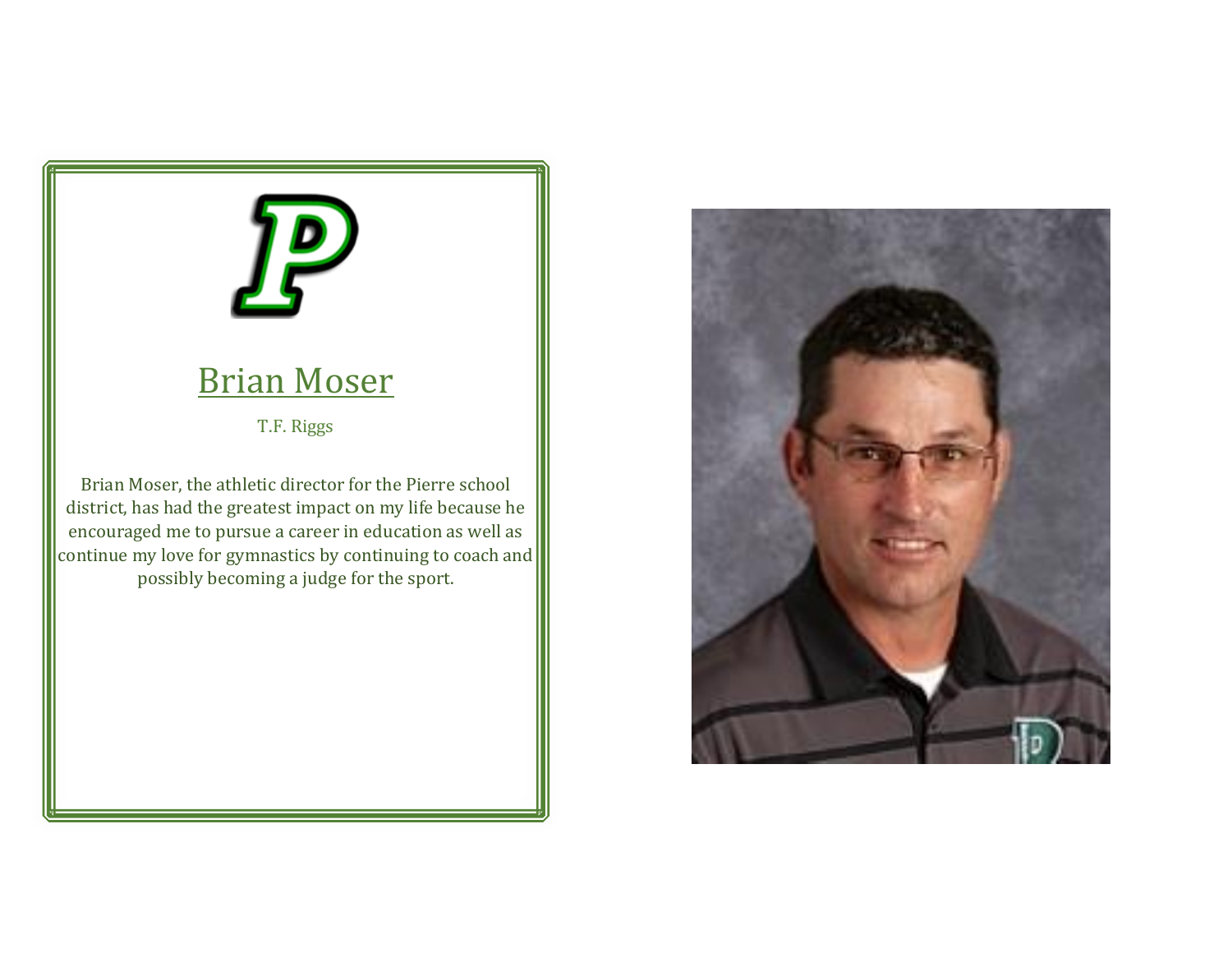## Brian Moser

T.F. Riggs

Brian Moser, the athletic director for the Pierre school district, has had the greatest impact on my life because he encouraged me to pursue a career in education as well as continue my love for gymnastics by continuing to coach and possibly becoming a judge for the sport.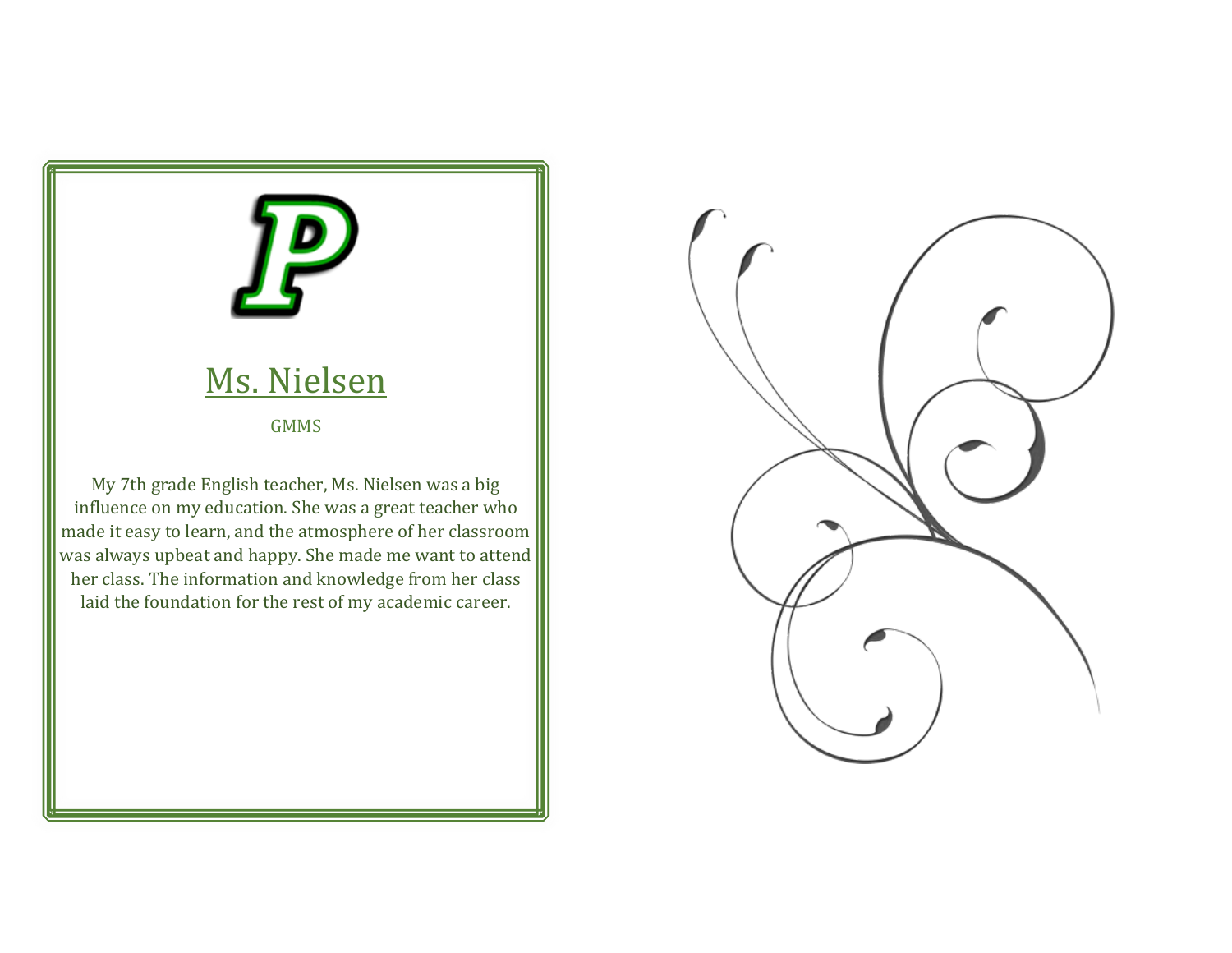## Ms. Nielsen

GMMS

My 7th grade English teacher, Ms. Nielsen was a big influence on my education. She was a great teacher who made it easy to learn, and the atmosphere of her classroom was always upbeat and happy. She made me want to attend her class. The information and knowledge from her class laid the foundation for the rest of my academic career.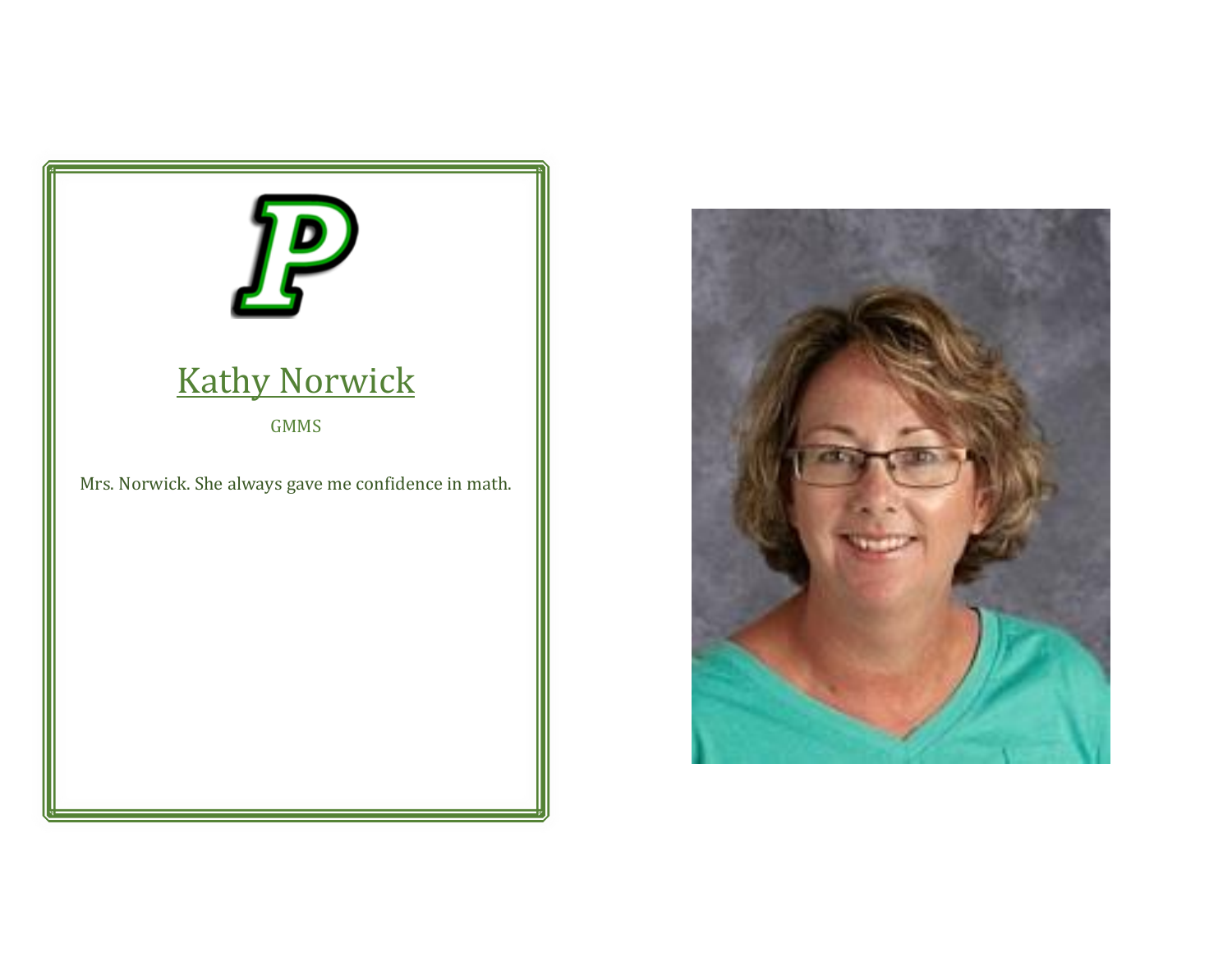## Kathy Norwick

GMMS

Mrs. Norwick. She always gave me confidence in math.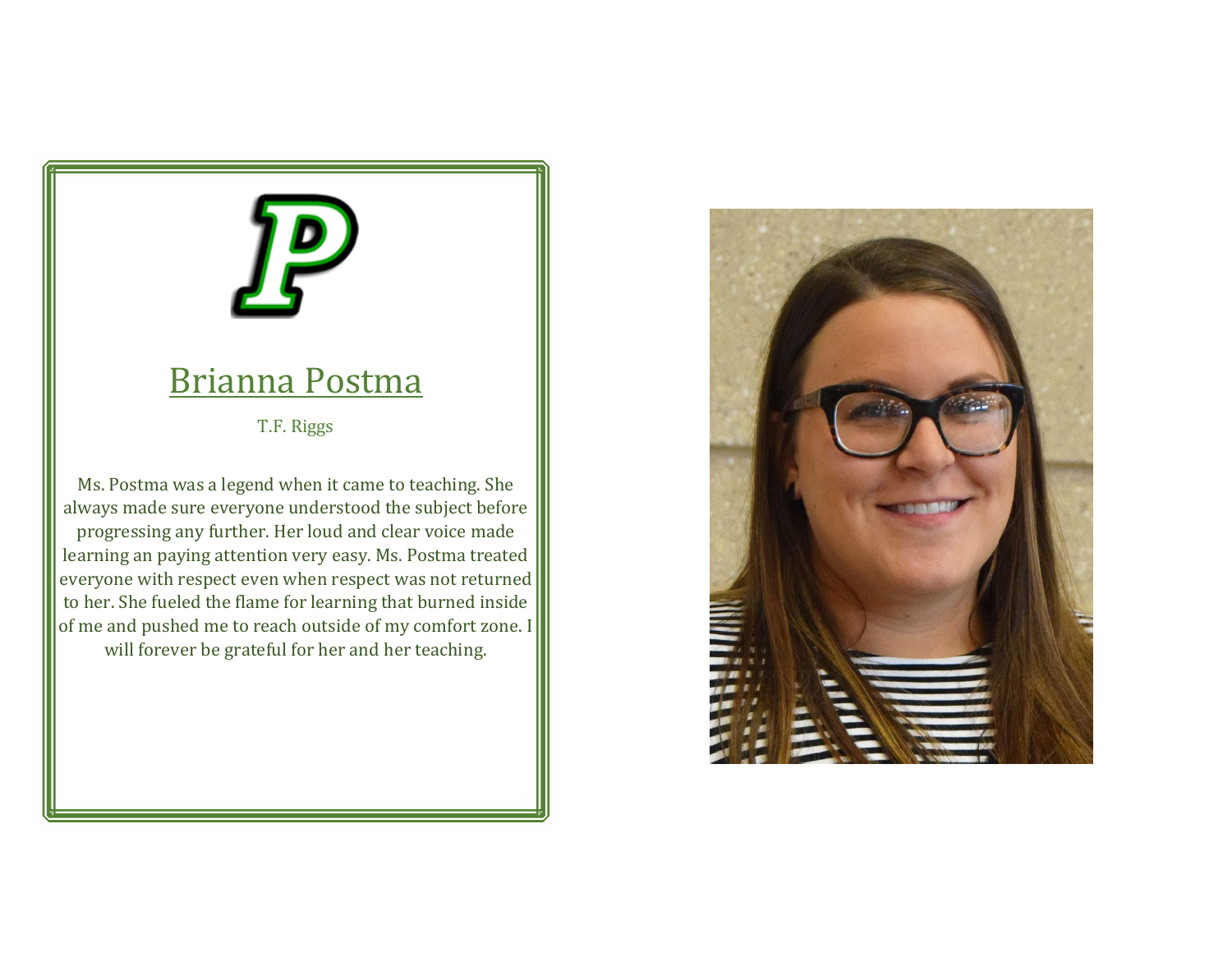## Brianna Postma

T.F. Riggs

Ms. Postma was a legend when it came to teaching. She always made sure everyone understood the subject before progressing any further. Her loud and clear voice made learning an paying attention very easy. Ms. Postma treated everyone with respect even when respect was not returned to her. She fueled the flame for learning that burned inside of me and pushed me to reach outside of my comfort zone. I will forever be grateful for her and her teaching.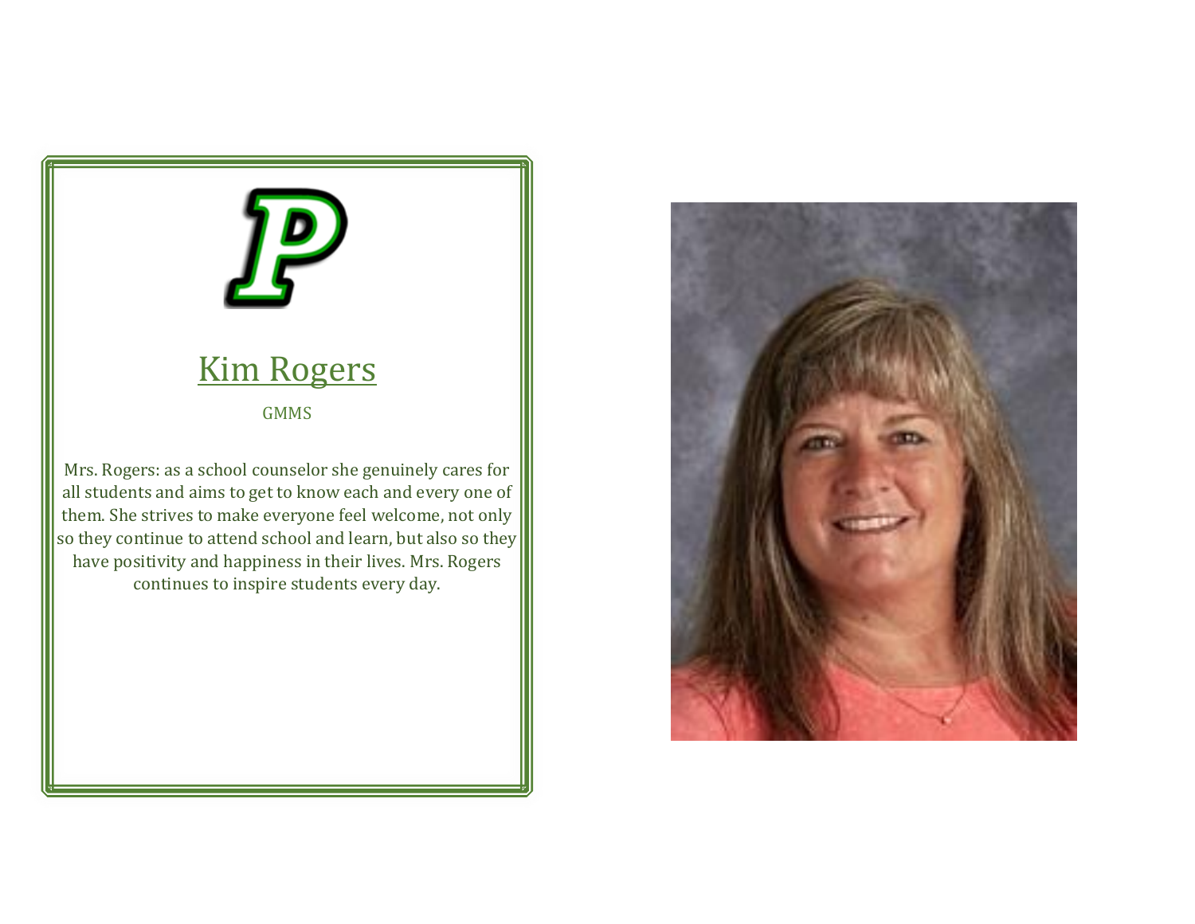## Kim Rogers

GMMS

Mrs. Rogers: as a school counselor she genuinely cares for all students and aims to get to know each and every one of them. She strives to make everyone feel welcome, not only so they continue to attend school and learn, but also so they have positivity and happiness in their lives. Mrs. Rogers continues to inspire students every day.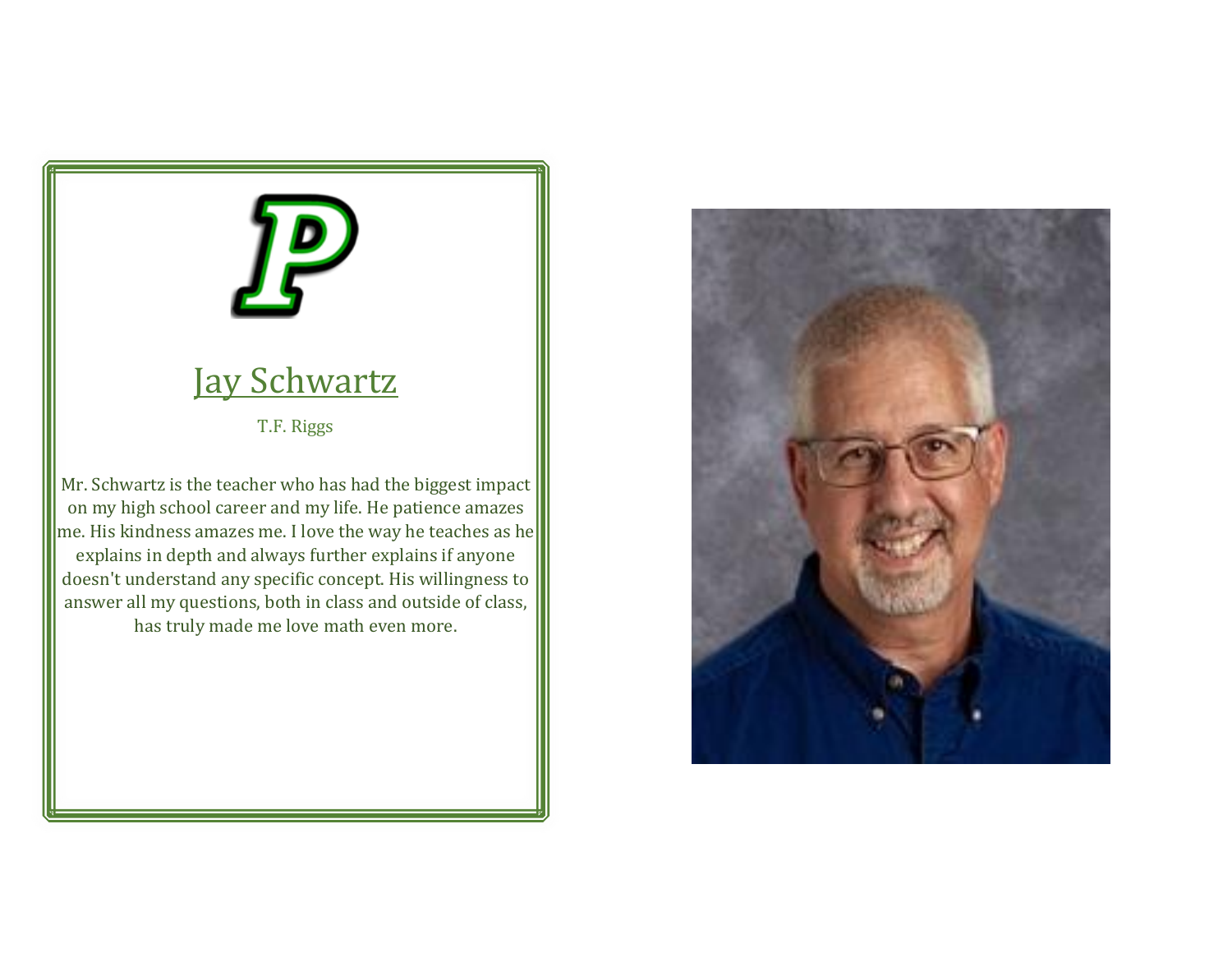## Jay Schwartz

T.F. Riggs

Mr. Schwartz is the teacher who has had the biggest impact on my high school career and my life. He patience amazes me. His kindness amazes me. I love the way he teaches as he explains in depth and always further explains if anyone doesn't understand any specific concept. His willingness to answer all my questions, both in class and outside of class, has truly made me love math even more.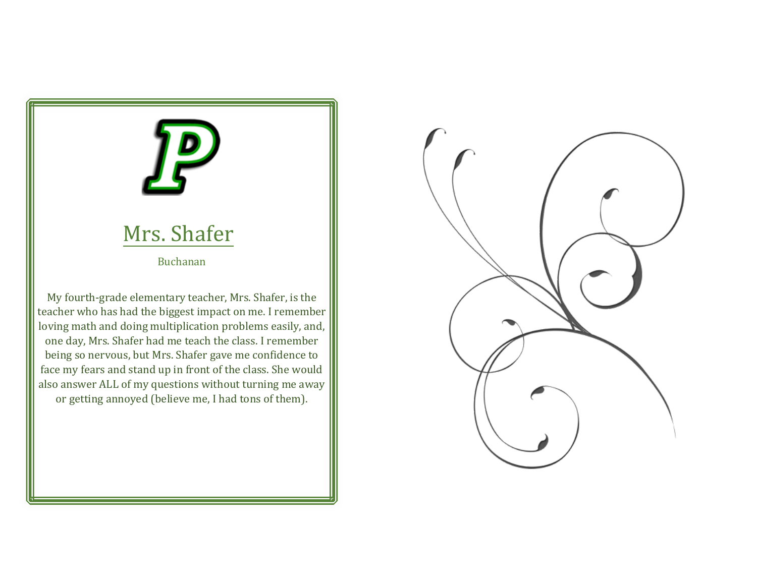# Mrs. Shafer

Buchanan

My fourth-grade elementary teacher, Mrs. Shafer, is the teacher who has had the biggest impact on me. I remember loving math and doing multiplication problems easily, and, one day, Mrs. Shafer had me teach the class. I remember being so nervous, but Mrs. Shafer gave me confidence to face my fears and stand up in front of the class. She would also answer ALL of my questions without turning me away or getting annoyed (believe me, I had tons of them).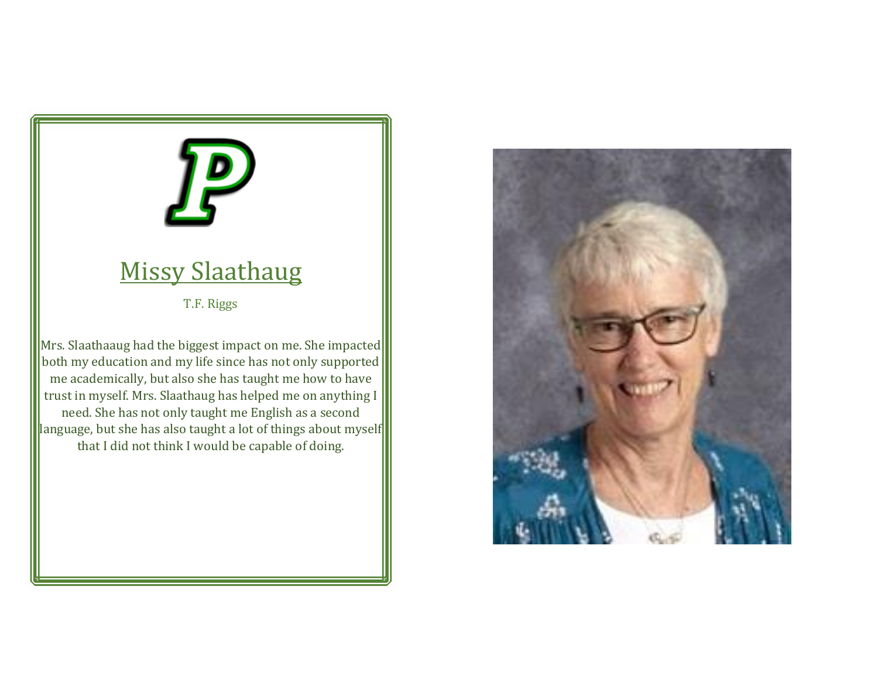## Missy Slaathaug

T.F. Riggs

Mrs. Slaathaaug had the biggest impact on me. She impacted both my education and my life since has not only supported me academically, but also she has taught me how to have trust in myself. Mrs. Slaathaug has helped me on anything I need. She has not only taught me English as a second language, but she has also taught a lot of things about myself that I did not think I would be capable of doing.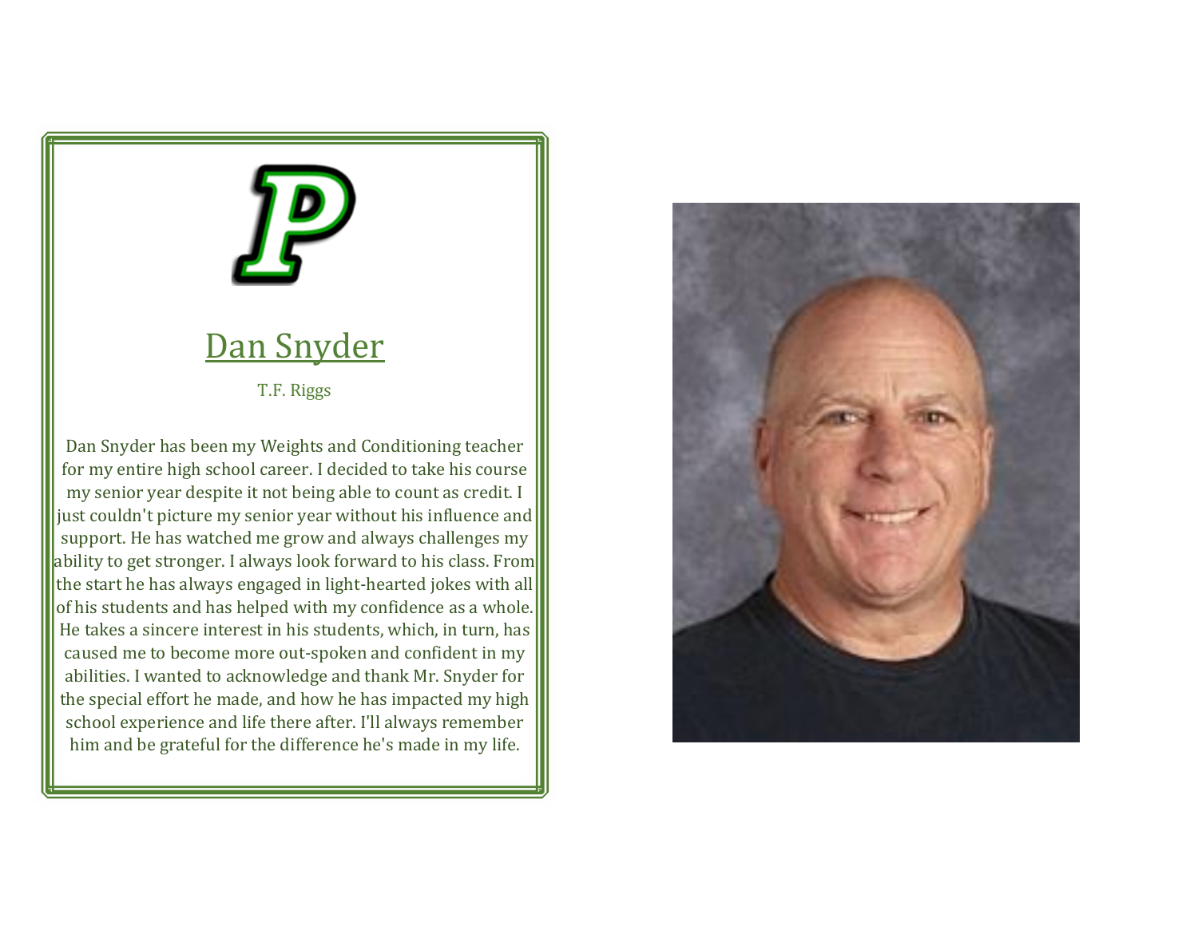## Dan Snyder

T.F. Riggs

Dan Snyder has been my Weights and Conditioning teacher for my entire high school career. I decided to take his course my senior year despite it not being able to count as credit. I just couldn't picture my senior year without his influence and support. He has watched me grow and always challenges my ability to get stronger. I always look forward to his class. From the start he has always engaged in light-hearted jokes with all of his students and has helped with my confidence as a whole. He takes a sincere interest in his students, which, in turn, has caused me to become more out-spoken and confident in my abilities. I wanted to acknowledge and thank Mr. Snyder for the special effort he made, and how he has impacted my high school experience and life there after. I'll always remember him and be grateful for the difference he's made in my life.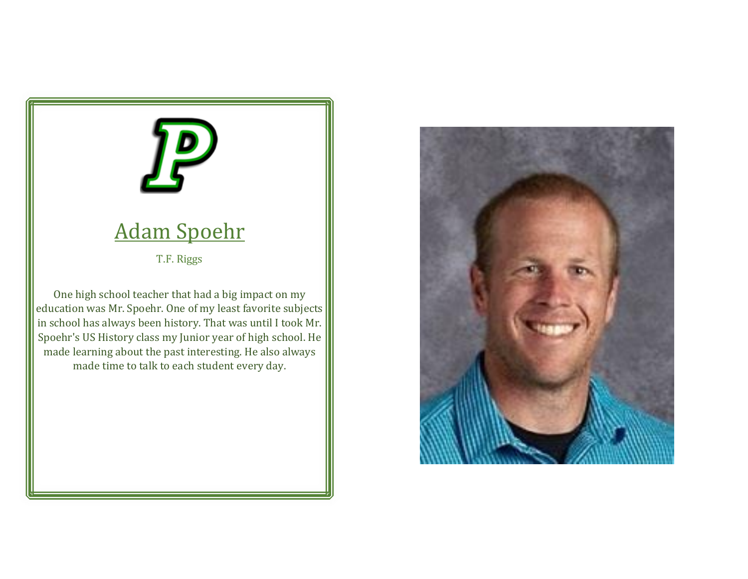## Adam Spoehr

T.F. Riggs

One high school teacher that had a big impact on my education was Mr. Spoehr. One of my least favorite subjects in school has always been history. That was until I took Mr. Spoehr's US History class my Junior year of high school. He made learning about the past interesting. He also always made time to talk to each student every day.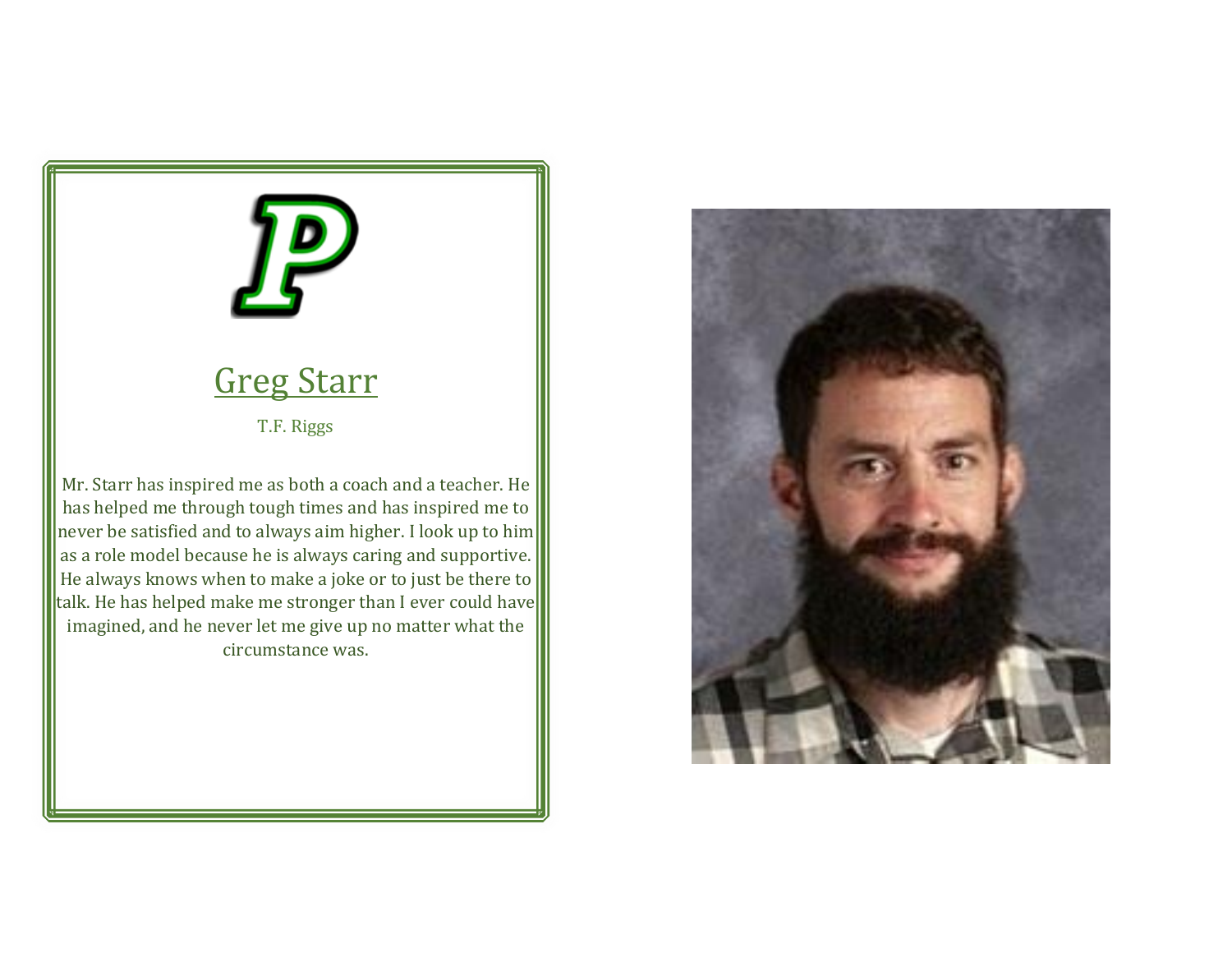## Greg Starr

T.F. Riggs

Mr. Starr has inspired me as both a coach and a teacher. He has helped me through tough times and has inspired me to never be satisfied and to always aim higher. I look up to him as a role model because he is always caring and supportive. He always knows when to make a joke or to just be there to talk. He has helped make me stronger than I ever could have imagined, and he never let me give up no matter what the circumstance was.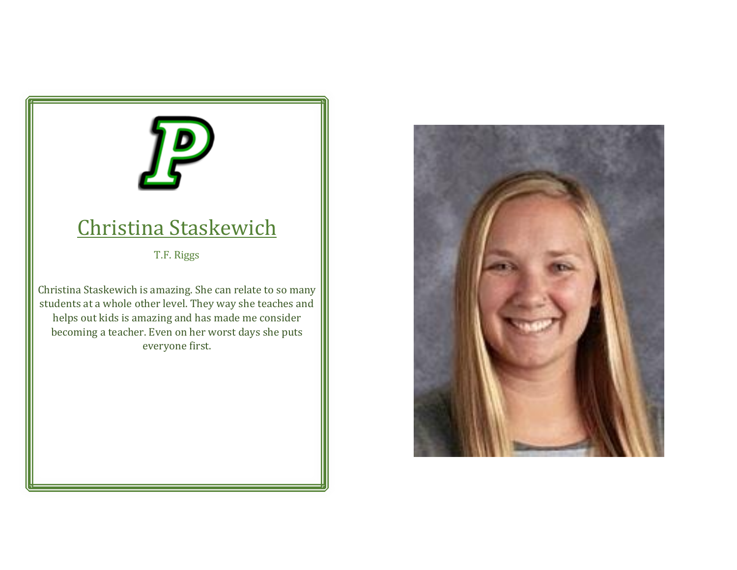## Christina Staskewich

T.F. Riggs

Christina Staskewich is amazing. She can relate to so many students at a whole other level. They way she teaches and helps out kids is amazing and has made me consider becoming a teacher. Even on her worst days she puts everyone first.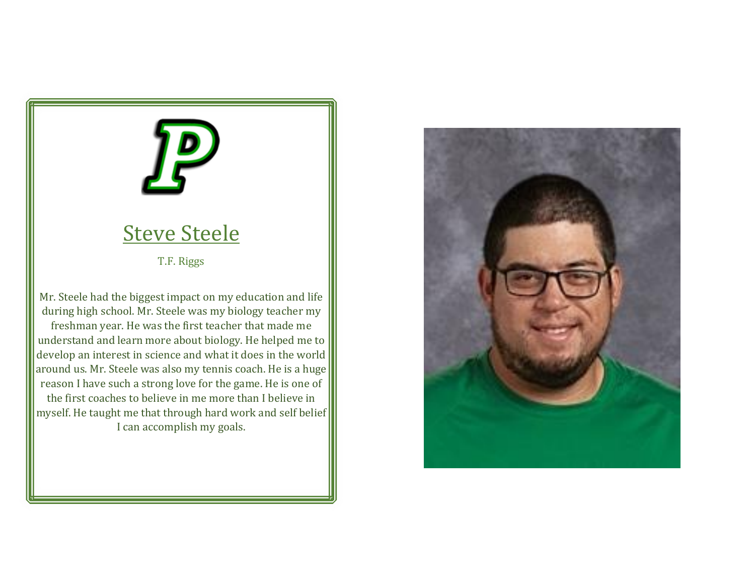## Steve Steele

T.F. Riggs

Mr. Steele had the biggest impact on my education and life during high school. Mr. Steele was my biology teacher my freshman year. He was the first teacher that made me understand and learn more about biology. He helped me to develop an interest in science and what it does in the world around us. Mr. Steele was also my tennis coach. He is a huge reason I have such a strong love for the game. He is one of the first coaches to believe in me more than I believe in myself. He taught me that through hard work and self belief I can accomplish my goals.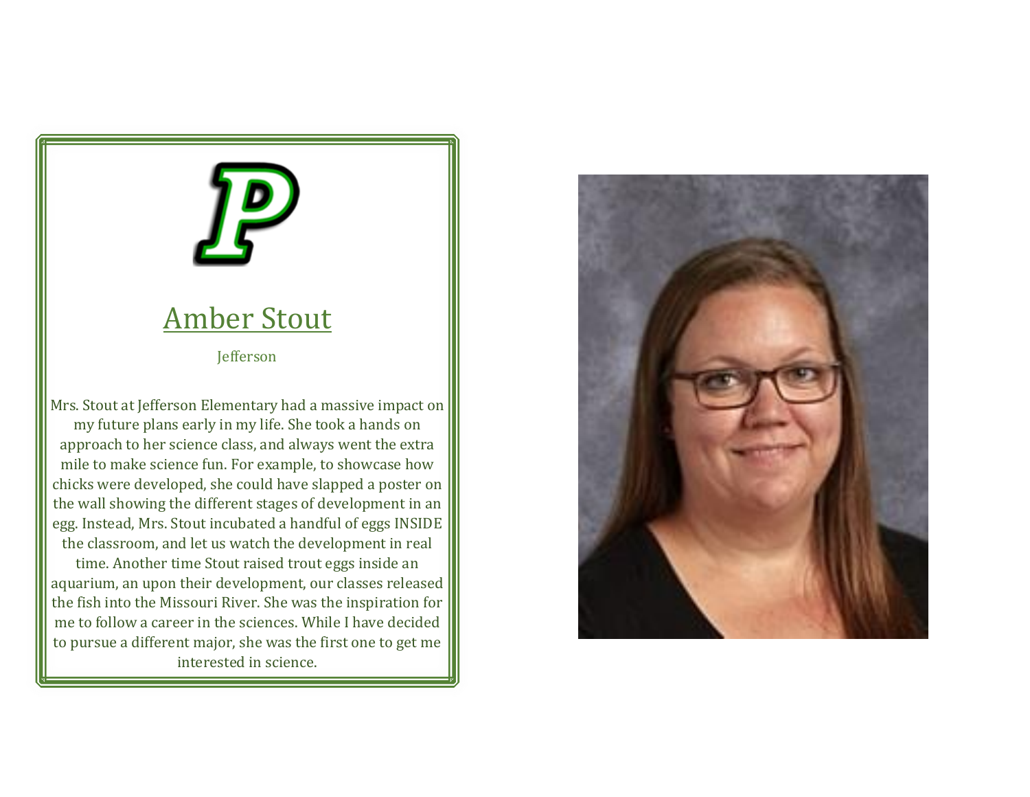## Amber Stout

Jefferson

Mrs. Stout at Jefferson Elementary had a massive impact on my future plans early in my life. She took a hands on approach to her science class, and always went the extra mile to make science fun. For example, to showcase how chicks were developed, she could have slapped a poster on the wall showing the different stages of development in an egg. Instead, Mrs. Stout incubated a handful of eggs INSIDE the classroom, and let us watch the development in real time. Another time Stout raised trout eggs inside an aquarium, an upon their development, our classes released the fish into the Missouri River. She was the inspiration for me to follow a career in the sciences. While I have decided to pursue a different major, she was the first one to get me interested in science.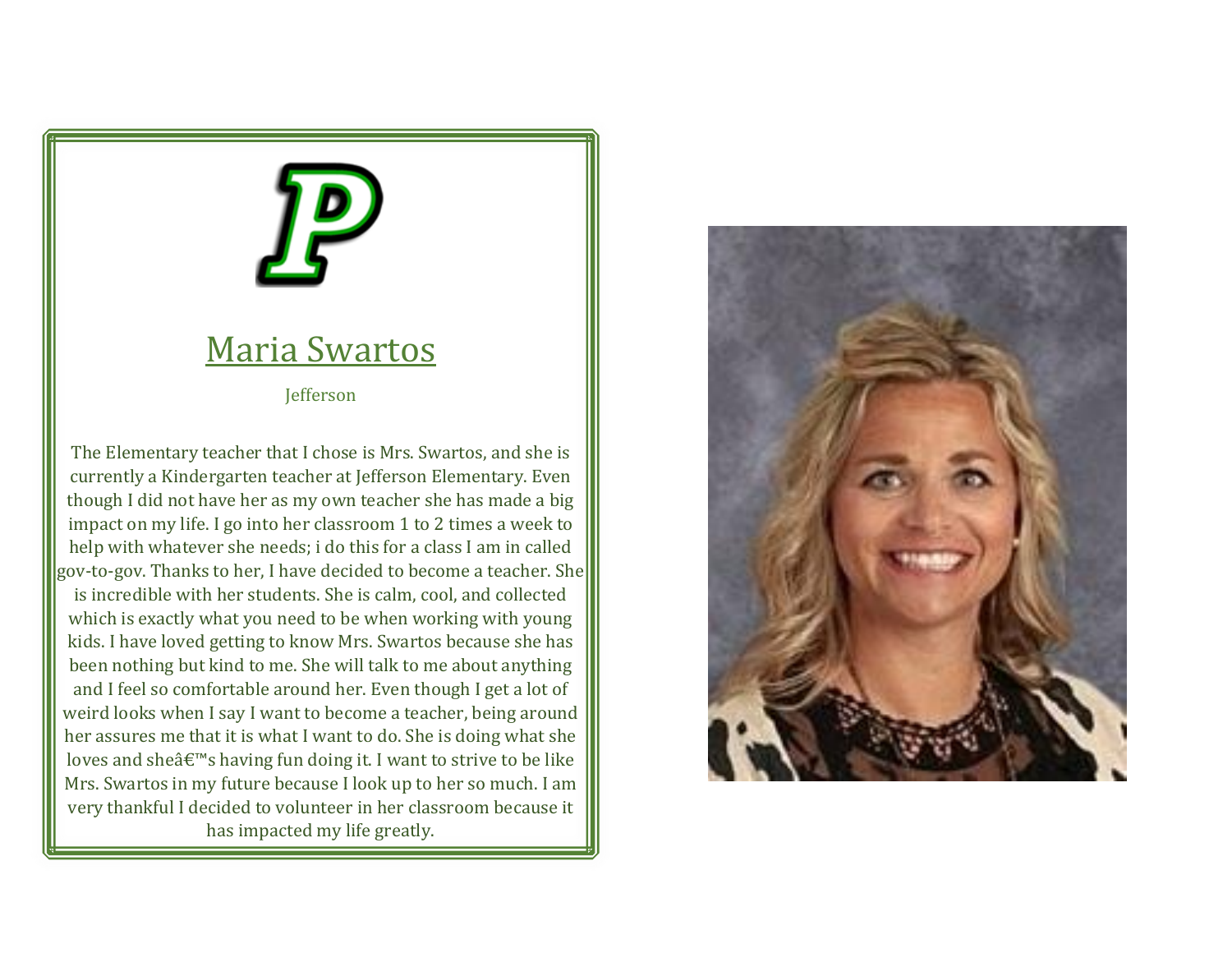## Maria Swartos

Jefferson

The Elementary teacher that I chose is Mrs. Swartos, and she is currently a Kindergarten teacher at Jefferson Elementary. Even though I did not have her as my own teacher she has made a big impact on my life. I go into her classroom 1 to 2 times a week to help with whatever she needs; i do this for a class I am in called gov-to-gov. Thanks to her, I have decided to become a teacher. She is incredible with her students. She is calm, cool, and collected which is exactly what you need to be when working with young kids. I have loved getting to know Mrs. Swartos because she has been nothing but kind to me. She will talk to me about anything and I feel so comfortable around her. Even though I get a lot of weird looks when I say I want to become a teacher, being around her assures me that it is what I want to do. She is doing what she loves and sheâ€™s having fun doing it. I want to strive to be like Mrs. Swartos in my future because I look up to her so much. I am very thankful I decided to volunteer in her classroom because it has impacted my life greatly.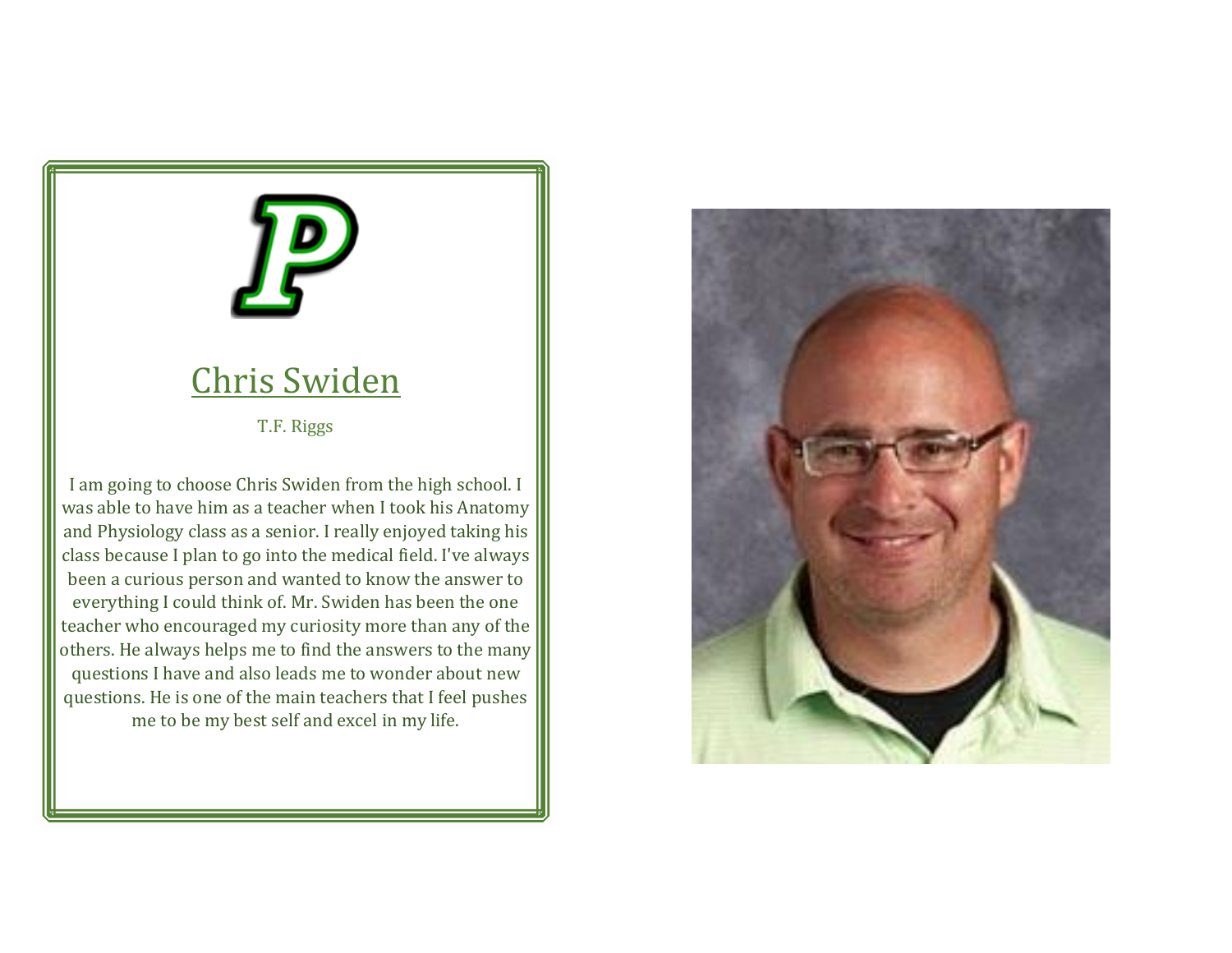## Chris Swiden

T.F. Riggs

I am going to choose Chris Swiden from the high school. I was able to have him as a teacher when I took his Anatomy and Physiology class as a senior. I really enjoyed taking his class because I plan to go into the medical field. I've always been a curious person and wanted to know the answer to everything I could think of. Mr. Swiden has been the one teacher who encouraged my curiosity more than any of the others. He always helps me to find the answers to the many questions I have and also leads me to wonder about new questions. He is one of the main teachers that I feel pushes me to be my best self and excel in my life.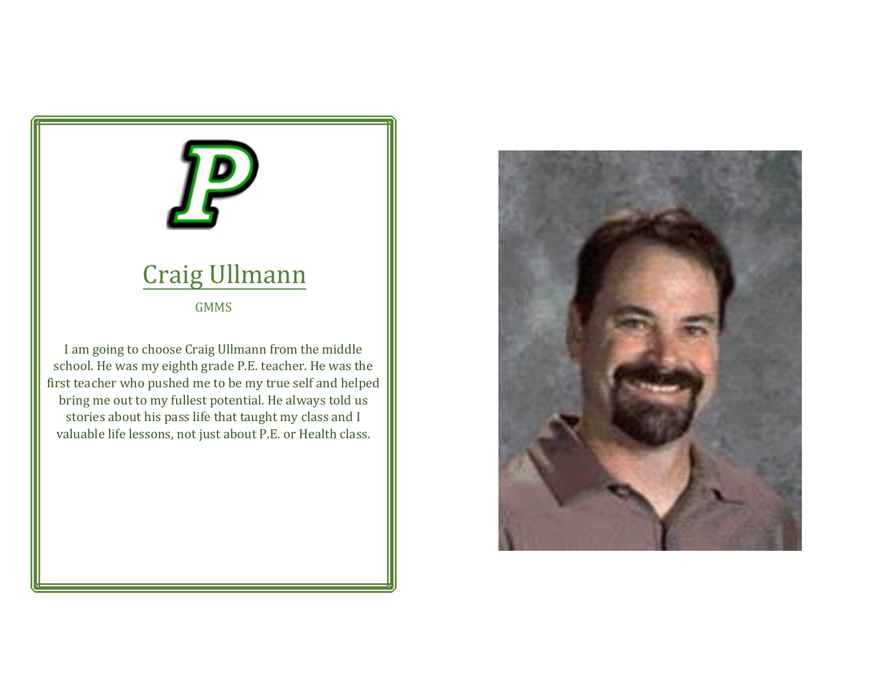## Craig Ullmann

GMMS

I am going to choose Craig Ullmann from the middle school. He was my eighth grade P.E. teacher. He was the first teacher who pushed me to be my true self and helped bring me out to my fullest potential. He always told us stories about his pass life that taught my class and I valuable life lessons, not just about P.E. or Health class.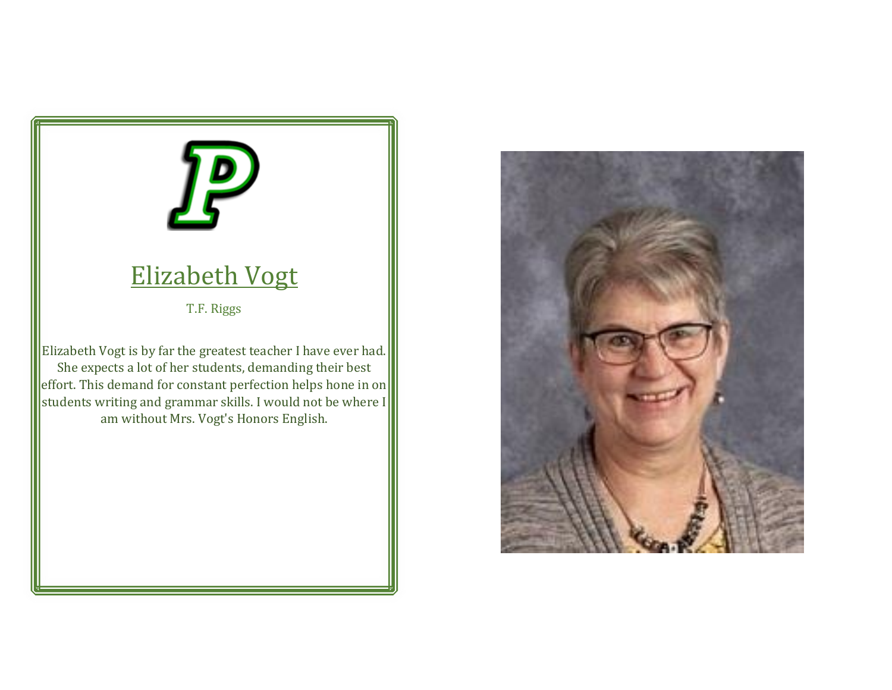## Elizabeth Vogt

T.F. Riggs

Elizabeth Vogt is by far the greatest teacher I have ever had. She expects a lot of her students, demanding their best effort. This demand for constant perfection helps hone in on students writing and grammar skills. I would not be where I am without Mrs. Vogt's Honors English.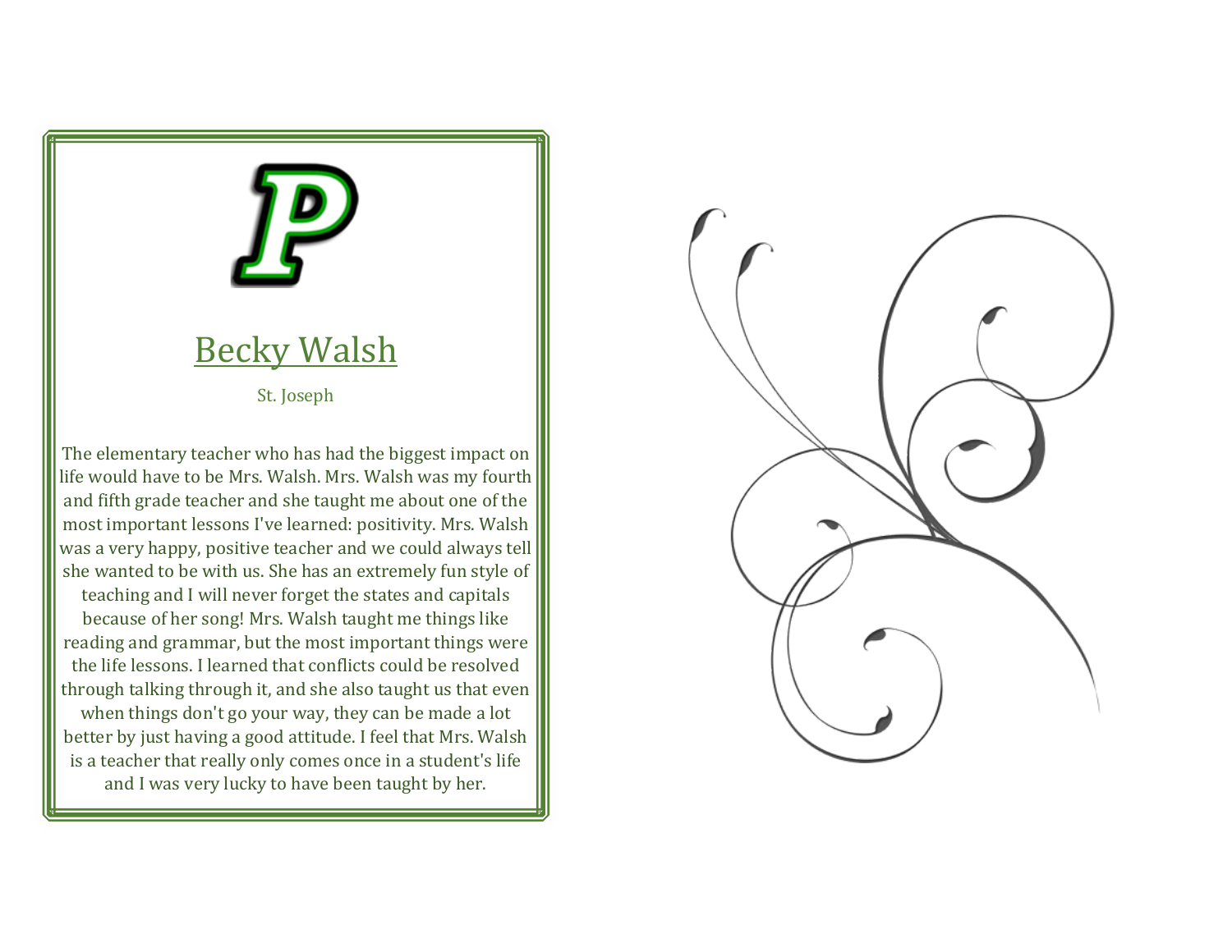## Becky Walsh

St. Joseph

The elementary teacher who has had the biggest impact on life would have to be Mrs. Walsh. Mrs. Walsh was my fourth and fifth grade teacher and she taught me about one of the most important lessons I've learned: positivity. Mrs. Walsh was a very happy, positive teacher and we could always tell she wanted to be with us. She has an extremely fun style of teaching and I will never forget the states and capitals because of her song! Mrs. Walsh taught me things like reading and grammar, but the most important things were the life lessons. I learned that conflicts could be resolved through talking through it, and she also taught us that even when things don't go your way, they can be made a lot better by just having a good attitude. I feel that Mrs. Walsh is a teacher that really only comes once in a student's life and I was very lucky to have been taught by her.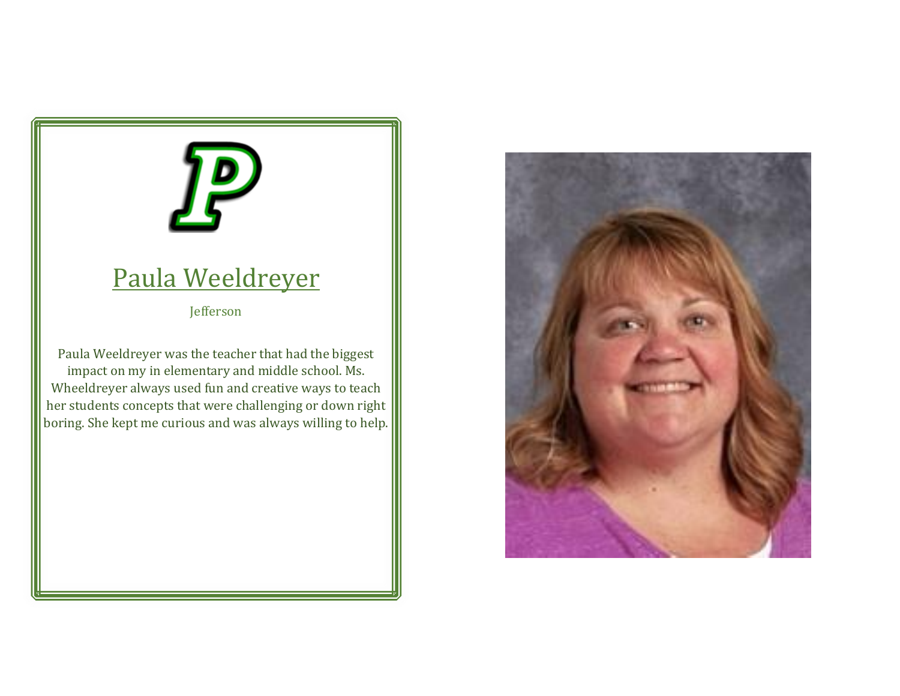## Paula Weeldreyer

Jefferson

Paula Weeldreyer was the teacher that had the biggest impact on my in elementary and middle school. Ms. Wheeldreyer always used fun and creative ways to teach her students concepts that were challenging or down right boring. She kept me curious and was always willing to help.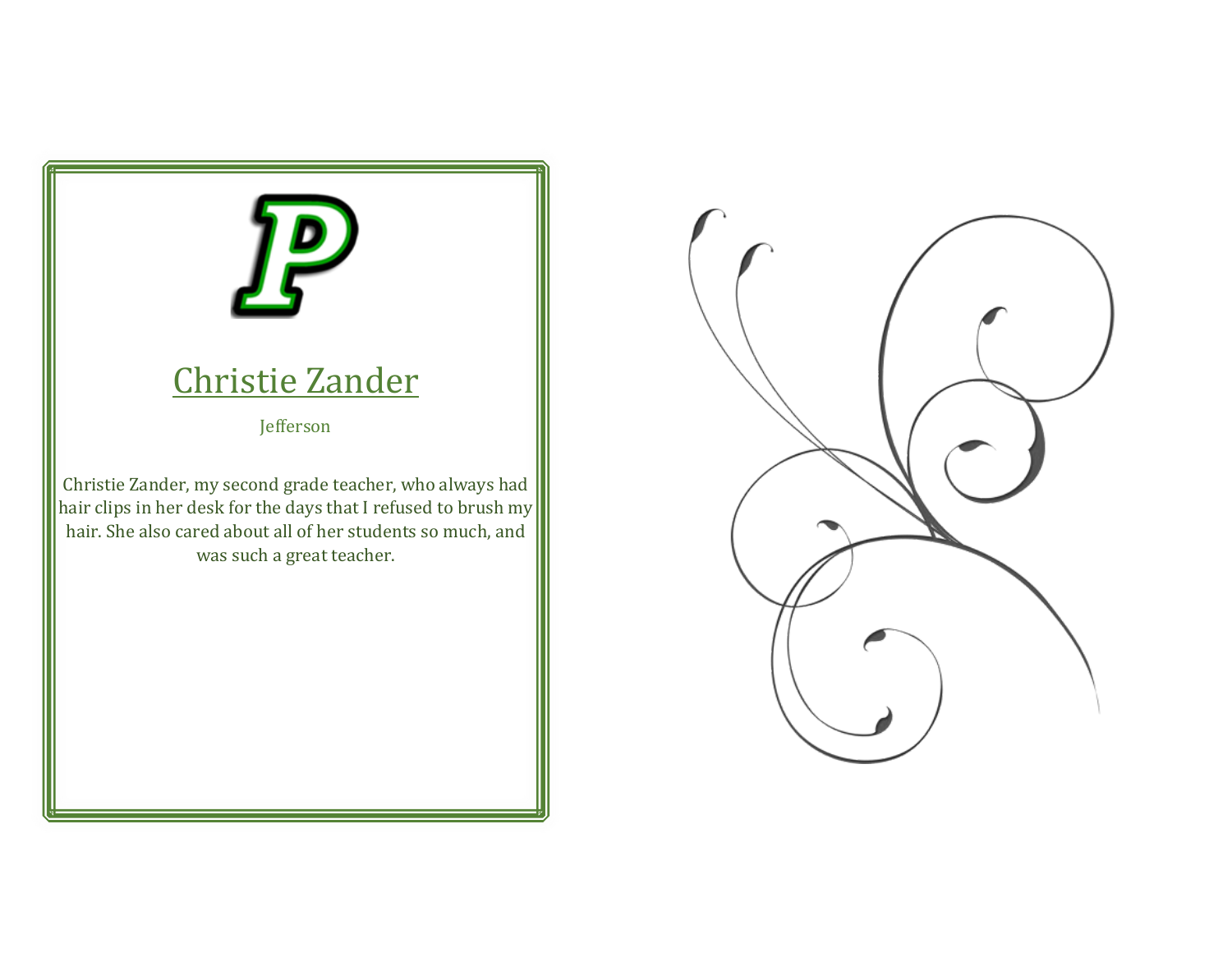P

## Christie Zander

Jefferson

Christie Zander, my second grade teacher, who always had hair clips in her desk for the days that I refused to brush my hair. She also cared about all of her students so much, and was such a great teacher.